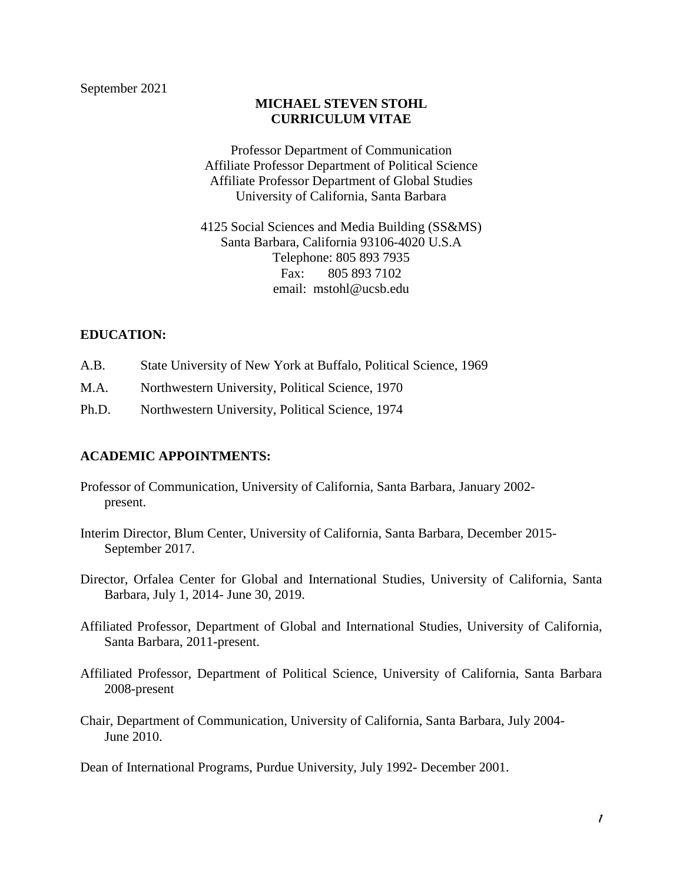September 2021

# MICHAEL STEVEN STOHL
# CURRICULUM VITAE

Professor Department of Communication
Affiliate Professor Department of Political Science
Affiliate Professor Department of Global Studies
University of California, Santa Barbara

4125 Social Sciences and Media Building (SS&MS)
Santa Barbara, California 93106-4020 U.S.A
Telephone: 805 893 7935
Fax: 805 893 7102
email: mstohl@ucsb.edu

## EDUCATION:

A.B. State University of New York at Buffalo, Political Science, 1969

M.A. Northwestern University, Political Science, 1970

Ph.D. Northwestern University, Political Science, 1974

## ACADEMIC APPOINTMENTS:

Professor of Communication, University of California, Santa Barbara, January 2002-present.

Interim Director, Blum Center, University of California, Santa Barbara, December 2015-September 2017.

Director, Orfalea Center for Global and International Studies, University of California, Santa Barbara, July 1, 2014- June 30, 2019.

Affiliated Professor, Department of Global and International Studies, University of California, Santa Barbara, 2011-present.

Affiliated Professor, Department of Political Science, University of California, Santa Barbara 2008-present

Chair, Department of Communication, University of California, Santa Barbara, July 2004-June 2010.

Dean of International Programs, Purdue University, July 1992- December 2001.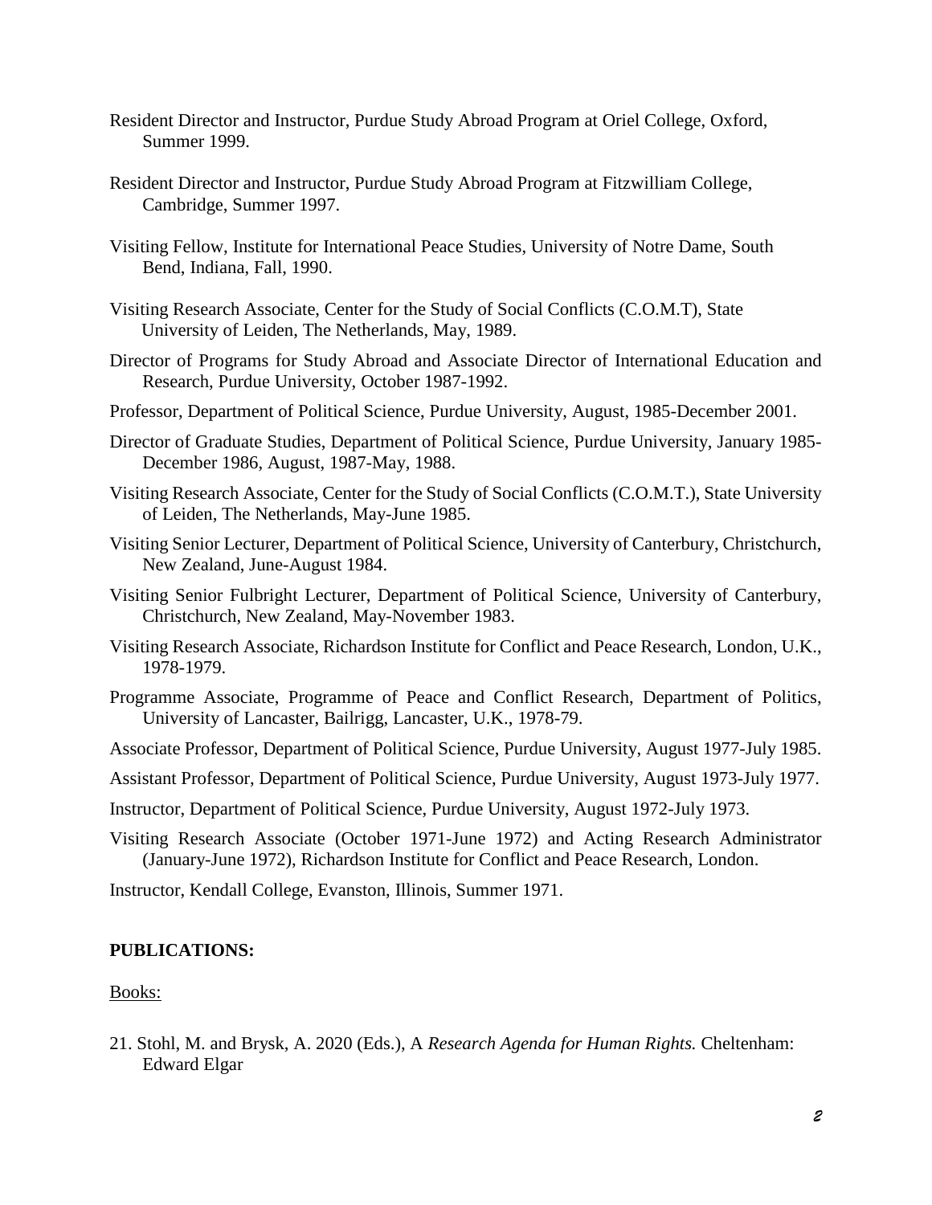Resident Director and Instructor, Purdue Study Abroad Program at Oriel College, Oxford, Summer 1999.

Resident Director and Instructor, Purdue Study Abroad Program at Fitzwilliam College, Cambridge, Summer 1997.

Visiting Fellow, Institute for International Peace Studies, University of Notre Dame, South Bend, Indiana, Fall, 1990.

Visiting Research Associate, Center for the Study of Social Conflicts (C.O.M.T), State University of Leiden, The Netherlands, May, 1989.

Director of Programs for Study Abroad and Associate Director of International Education and Research, Purdue University, October 1987-1992.

Professor, Department of Political Science, Purdue University, August, 1985-December 2001.

Director of Graduate Studies, Department of Political Science, Purdue University, January 1985-December 1986, August, 1987-May, 1988.

Visiting Research Associate, Center for the Study of Social Conflicts (C.O.M.T.), State University of Leiden, The Netherlands, May-June 1985.

Visiting Senior Lecturer, Department of Political Science, University of Canterbury, Christchurch, New Zealand, June-August 1984.

Visiting Senior Fulbright Lecturer, Department of Political Science, University of Canterbury, Christchurch, New Zealand, May-November 1983.

Visiting Research Associate, Richardson Institute for Conflict and Peace Research, London, U.K., 1978-1979.

Programme Associate, Programme of Peace and Conflict Research, Department of Politics, University of Lancaster, Bailrigg, Lancaster, U.K., 1978-79.

Associate Professor, Department of Political Science, Purdue University, August 1977-July 1985.

Assistant Professor, Department of Political Science, Purdue University, August 1973-July 1977.

Instructor, Department of Political Science, Purdue University, August 1972-July 1973.

Visiting Research Associate (October 1971-June 1972) and Acting Research Administrator (January-June 1972), Richardson Institute for Conflict and Peace Research, London.

Instructor, Kendall College, Evanston, Illinois, Summer 1971.

**PUBLICATIONS:**

Books:

21. Stohl, M. and Brysk, A. 2020 (Eds.), A *Research Agenda for Human Rights.* Cheltenham: Edward Elgar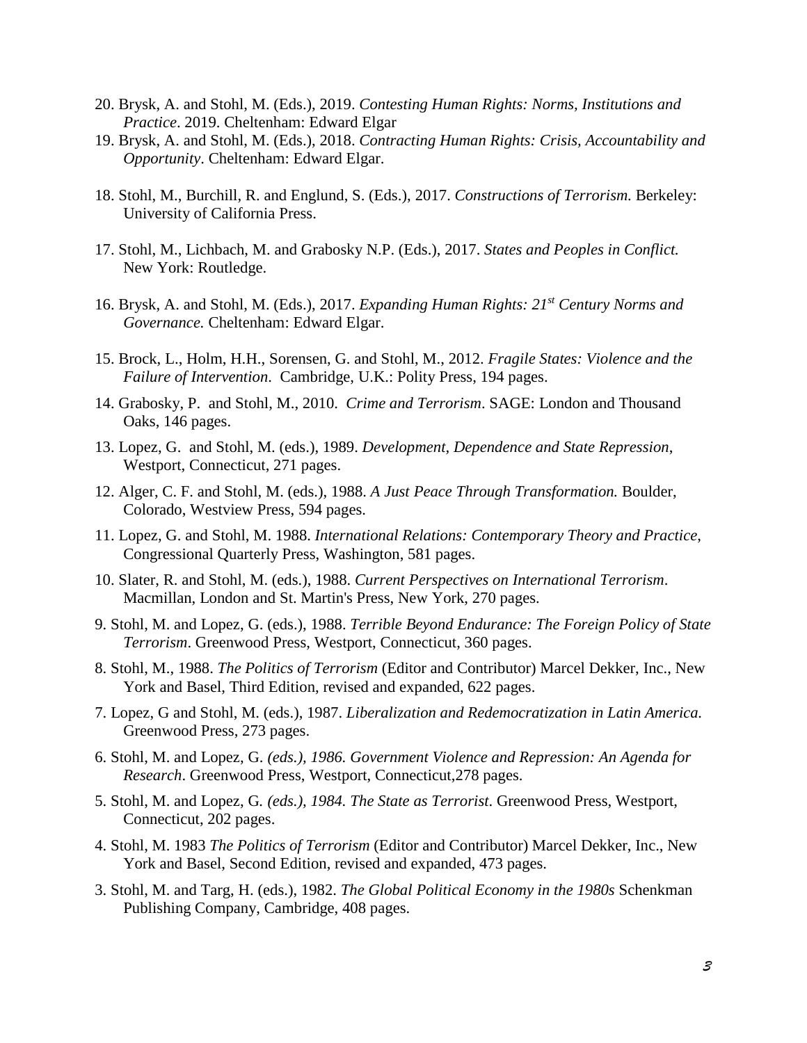20. Brysk, A. and Stohl, M. (Eds.), 2019. *Contesting Human Rights: Norms, Institutions and Practice*. 2019. Cheltenham: Edward Elgar

19. Brysk, A. and Stohl, M. (Eds.), 2018. *Contracting Human Rights: Crisis, Accountability and Opportunity*. Cheltenham: Edward Elgar.

18. Stohl, M., Burchill, R. and Englund, S. (Eds.), 2017. *Constructions of Terrorism.* Berkeley: University of California Press.

17. Stohl, M., Lichbach, M. and Grabosky N.P. (Eds.), 2017. *States and Peoples in Conflict.* New York: Routledge.

16. Brysk, A. and Stohl, M. (Eds.), 2017. *Expanding Human Rights: 21st Century Norms and Governance.* Cheltenham: Edward Elgar.

15. Brock, L., Holm, H.H., Sorensen, G. and Stohl, M., 2012. *Fragile States: Violence and the Failure of Intervention*. Cambridge, U.K.: Polity Press, 194 pages.

14. Grabosky, P. and Stohl, M., 2010. *Crime and Terrorism*. SAGE: London and Thousand Oaks, 146 pages.

13. Lopez, G. and Stohl, M. (eds.), 1989. *Development, Dependence and State Repression*, Westport, Connecticut, 271 pages.

12. Alger, C. F. and Stohl, M. (eds.), 1988. *A Just Peace Through Transformation.* Boulder, Colorado, Westview Press, 594 pages.

11. Lopez, G. and Stohl, M. 1988. *International Relations: Contemporary Theory and Practice*, Congressional Quarterly Press, Washington, 581 pages.

10. Slater, R. and Stohl, M. (eds.), 1988. *Current Perspectives on International Terrorism*. Macmillan, London and St. Martin's Press, New York, 270 pages.

9. Stohl, M. and Lopez, G. (eds.), 1988. *Terrible Beyond Endurance: The Foreign Policy of State Terrorism*. Greenwood Press, Westport, Connecticut, 360 pages.

8. Stohl, M., 1988. *The Politics of Terrorism* (Editor and Contributor) Marcel Dekker, Inc., New York and Basel, Third Edition, revised and expanded, 622 pages.

7. Lopez, G and Stohl, M. (eds.), 1987. *Liberalization and Redemocratization in Latin America.* Greenwood Press, 273 pages.

6. Stohl, M. and Lopez, G. *(eds.), 1986. Government Violence and Repression: An Agenda for Research*. Greenwood Press, Westport, Connecticut,278 pages.

5. Stohl, M. and Lopez, G. *(eds.), 1984. The State as Terrorist*. Greenwood Press, Westport, Connecticut, 202 pages.

4. Stohl, M. 1983 *The Politics of Terrorism* (Editor and Contributor) Marcel Dekker, Inc., New York and Basel, Second Edition, revised and expanded, 473 pages.

3. Stohl, M. and Targ, H. (eds.), 1982. *The Global Political Economy in the 1980s* Schenkman Publishing Company, Cambridge, 408 pages.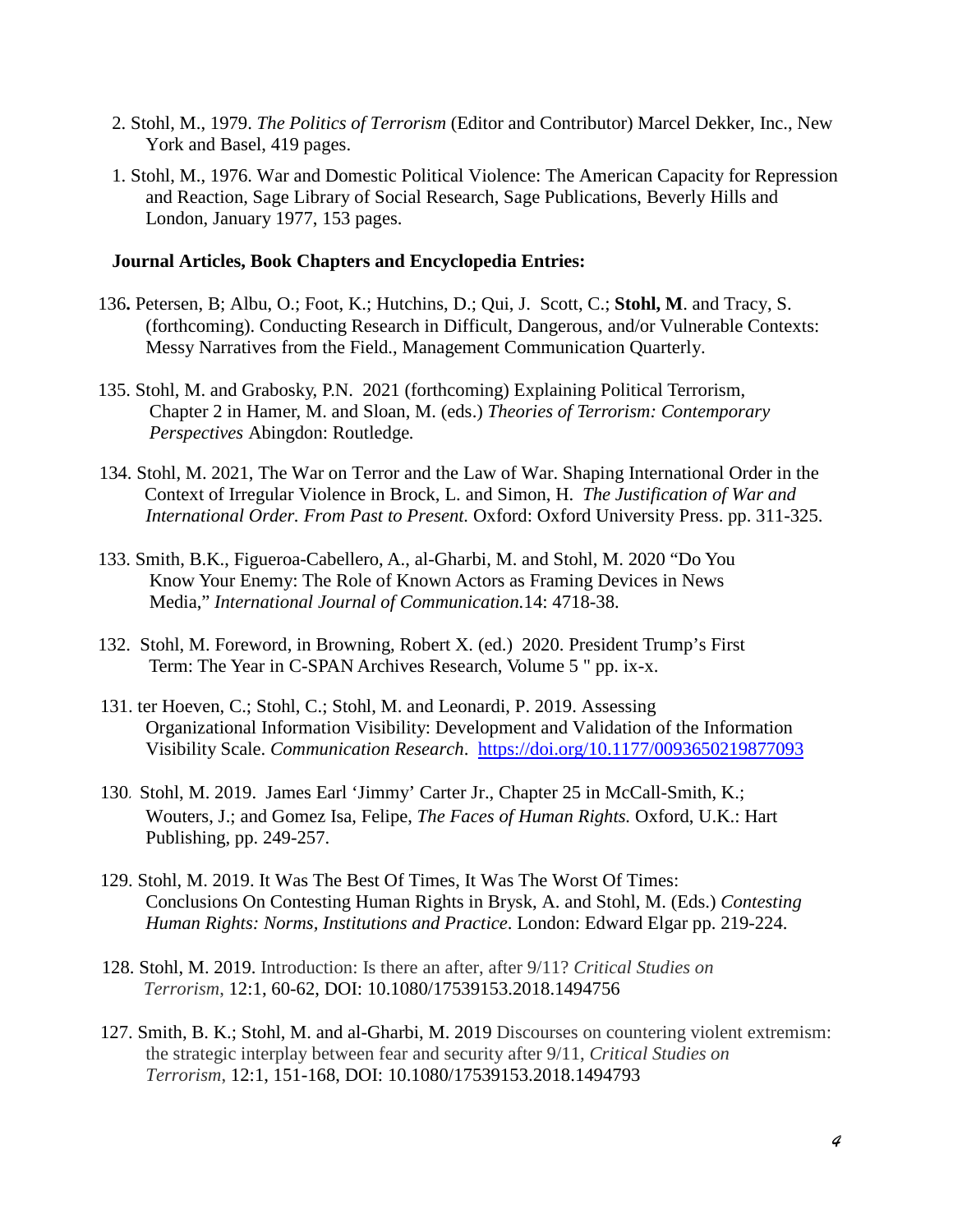2. Stohl, M., 1979. *The Politics of Terrorism* (Editor and Contributor) Marcel Dekker, Inc., New York and Basel, 419 pages.

1. Stohl, M., 1976. War and Domestic Political Violence: The American Capacity for Repression and Reaction, Sage Library of Social Research, Sage Publications, Beverly Hills and London, January 1977, 153 pages.

**Journal Articles, Book Chapters and Encyclopedia Entries:**

136**.** Petersen, B; Albu, O.; Foot, K.; Hutchins, D.; Qui, J. Scott, C.; **Stohl, M**. and Tracy, S. (forthcoming). Conducting Research in Difficult, Dangerous, and/or Vulnerable Contexts: Messy Narratives from the Field., Management Communication Quarterly.

135. Stohl, M. and Grabosky, P.N. 2021 (forthcoming) Explaining Political Terrorism, Chapter 2 in Hamer, M. and Sloan, M. (eds.) *Theories of Terrorism: Contemporary Perspectives* Abingdon: Routledge.

134. Stohl, M. 2021, The War on Terror and the Law of War. Shaping International Order in the Context of Irregular Violence in Brock, L. and Simon, H. *The Justification of War and International Order. From Past to Present.* Oxford: Oxford University Press. pp. 311-325.

133. Smith, B.K., Figueroa-Cabellero, A., al-Gharbi, M. and Stohl, M. 2020 "Do You Know Your Enemy: The Role of Known Actors as Framing Devices in News Media," *International Journal of Communication.*14: 4718-38.

132. Stohl, M. Foreword, in Browning, Robert X. (ed.) 2020. President Trump's First Term: The Year in C-SPAN Archives Research, Volume 5 " pp. ix-x.

131. ter Hoeven, C.; Stohl, C.; Stohl, M. and Leonardi, P. 2019. Assessing Organizational Information Visibility: Development and Validation of the Information Visibility Scale. *Communication Research*. https://doi.org/10.1177/0093650219877093

130. Stohl, M. 2019. James Earl 'Jimmy' Carter Jr., Chapter 25 in McCall-Smith, K.; Wouters, J.; and Gomez Isa, Felipe, *The Faces of Human Rights.* Oxford, U.K.: Hart Publishing, pp. 249-257.

129. Stohl, M. 2019. It Was The Best Of Times, It Was The Worst Of Times: Conclusions On Contesting Human Rights in Brysk, A. and Stohl, M. (Eds.) *Contesting Human Rights: Norms, Institutions and Practice*. London: Edward Elgar pp. 219-224.

128. Stohl, M. 2019. Introduction: Is there an after, after 9/11? *Critical Studies on Terrorism*, 12:1, 60-62, DOI: 10.1080/17539153.2018.1494756

127. Smith, B. K.; Stohl, M. and al-Gharbi, M. 2019 Discourses on countering violent extremism: the strategic interplay between fear and security after 9/11, *Critical Studies on Terrorism*, 12:1, 151-168, DOI: 10.1080/17539153.2018.1494793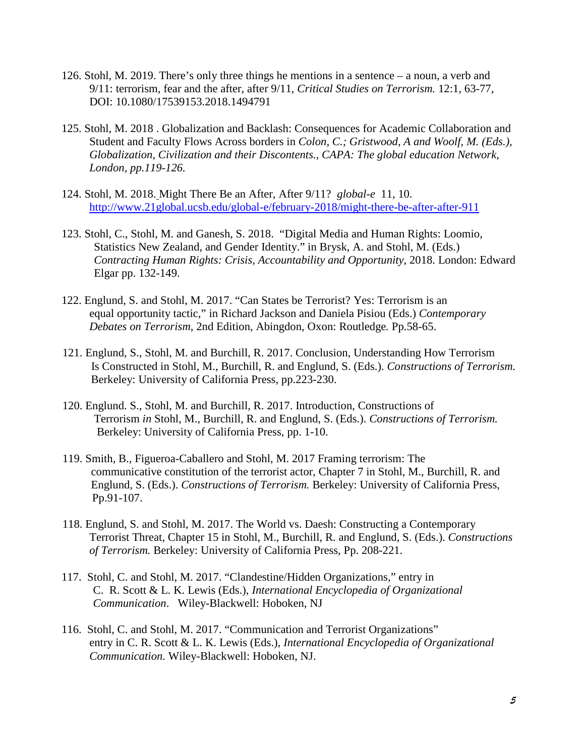126. Stohl, M. 2019. There's only three things he mentions in a sentence – a noun, a verb and 9/11: terrorism, fear and the after, after 9/11, *Critical Studies on Terrorism.* 12:1, 63-77, DOI: 10.1080/17539153.2018.1494791

125. Stohl, M. 2018 . Globalization and Backlash: Consequences for Academic Collaboration and Student and Faculty Flows Across borders in *Colon, C.; Gristwood, A and Woolf, M. (Eds.), Globalization, Civilization and their Discontents., CAPA: The global education Network, London, pp.119-126.*

124. Stohl, M. 2018. Might There Be an After, After 9/11? *global-e* 11, 10. http://www.21global.ucsb.edu/global-e/february-2018/might-there-be-after-after-911

123. Stohl, C., Stohl, M. and Ganesh, S. 2018. "Digital Media and Human Rights: Loomio, Statistics New Zealand, and Gender Identity." in Brysk, A. and Stohl, M. (Eds.) *Contracting Human Rights: Crisis, Accountability and Opportunity*, 2018. London: Edward Elgar pp. 132-149.

122. Englund, S. and Stohl, M. 2017. "Can States be Terrorist? Yes: Terrorism is an equal opportunity tactic," in Richard Jackson and Daniela Pisiou (Eds.) *Contemporary Debates on Terrorism*, 2nd Edition, Abingdon, Oxon: Routledge. Pp.58-65.

121. Englund, S., Stohl, M. and Burchill, R. 2017. Conclusion, Understanding How Terrorism Is Constructed in Stohl, M., Burchill, R. and Englund, S. (Eds.). *Constructions of Terrorism.* Berkeley: University of California Press, pp.223-230.

120. Englund. S., Stohl, M. and Burchill, R. 2017. Introduction, Constructions of Terrorism *in* Stohl, M., Burchill, R. and Englund, S. (Eds.). *Constructions of Terrorism.* Berkeley: University of California Press, pp. 1-10.

119. Smith, B., Figueroa-Caballero and Stohl, M. 2017 Framing terrorism: The communicative constitution of the terrorist actor, Chapter 7 in Stohl, M., Burchill, R. and Englund, S. (Eds.). *Constructions of Terrorism.* Berkeley: University of California Press, Pp.91-107.

118. Englund, S. and Stohl, M. 2017. The World vs. Daesh: Constructing a Contemporary Terrorist Threat, Chapter 15 in Stohl, M., Burchill, R. and Englund, S. (Eds.). *Constructions of Terrorism.* Berkeley: University of California Press, Pp. 208-221.

117. Stohl, C. and Stohl, M. 2017. "Clandestine/Hidden Organizations," entry in C. R. Scott & L. K. Lewis (Eds.), *International Encyclopedia of Organizational Communication*. Wiley-Blackwell: Hoboken, NJ

116. Stohl, C. and Stohl, M. 2017. "Communication and Terrorist Organizations" entry in C. R. Scott & L. K. Lewis (Eds.), *International Encyclopedia of Organizational Communication.* Wiley-Blackwell: Hoboken, NJ.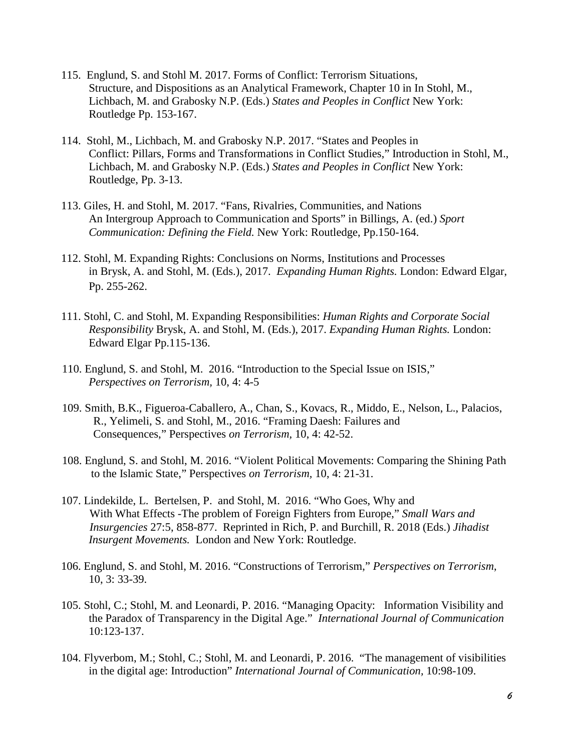115. Englund, S. and Stohl M. 2017. Forms of Conflict: Terrorism Situations, Structure, and Dispositions as an Analytical Framework, Chapter 10 in In Stohl, M., Lichbach, M. and Grabosky N.P. (Eds.) *States and Peoples in Conflict* New York: Routledge Pp. 153-167.

114. Stohl, M., Lichbach, M. and Grabosky N.P. 2017. "States and Peoples in Conflict: Pillars, Forms and Transformations in Conflict Studies," Introduction in Stohl, M., Lichbach, M. and Grabosky N.P. (Eds.) *States and Peoples in Conflict* New York: Routledge, Pp. 3-13.

113. Giles, H. and Stohl, M. 2017. "Fans, Rivalries, Communities, and Nations An Intergroup Approach to Communication and Sports" in Billings, A. (ed.) *Sport Communication: Defining the Field.* New York: Routledge, Pp.150-164.

112. Stohl, M. Expanding Rights: Conclusions on Norms, Institutions and Processes in Brysk, A. and Stohl, M. (Eds.), 2017. *Expanding Human Rights.* London: Edward Elgar, Pp. 255-262.

111. Stohl, C. and Stohl, M. Expanding Responsibilities: *Human Rights and Corporate Social Responsibility* Brysk, A. and Stohl, M. (Eds.), 2017. *Expanding Human Rights.* London: Edward Elgar Pp.115-136.

110. Englund, S. and Stohl, M. 2016. "Introduction to the Special Issue on ISIS," *Perspectives on Terrorism*, 10, 4: 4-5

109. Smith, B.K., Figueroa-Caballero, A., Chan, S., Kovacs, R., Middo, E., Nelson, L., Palacios, R., Yelimeli, S. and Stohl, M., 2016. "Framing Daesh: Failures and Consequences," Perspectives *on Terrorism*, 10, 4: 42-52.

108. Englund, S. and Stohl, M. 2016. "Violent Political Movements: Comparing the Shining Path to the Islamic State," Perspectives *on Terrorism*, 10, 4: 21-31.

107. Lindekilde, L. Bertelsen, P. and Stohl, M. 2016. "Who Goes, Why and With What Effects -The problem of Foreign Fighters from Europe," *Small Wars and Insurgencies* 27:5, 858-877. Reprinted in Rich, P. and Burchill, R. 2018 (Eds.) *Jihadist Insurgent Movements.* London and New York: Routledge.

106. Englund, S. and Stohl, M. 2016. "Constructions of Terrorism," *Perspectives on Terrorism*, 10, 3: 33-39.

105. Stohl, C.; Stohl, M. and Leonardi, P. 2016. "Managing Opacity: Information Visibility and the Paradox of Transparency in the Digital Age." *International Journal of Communication* 10:123-137.

104. Flyverbom, M.; Stohl, C.; Stohl, M. and Leonardi, P. 2016. "The management of visibilities in the digital age: Introduction" *International Journal of Communication,* 10:98-109.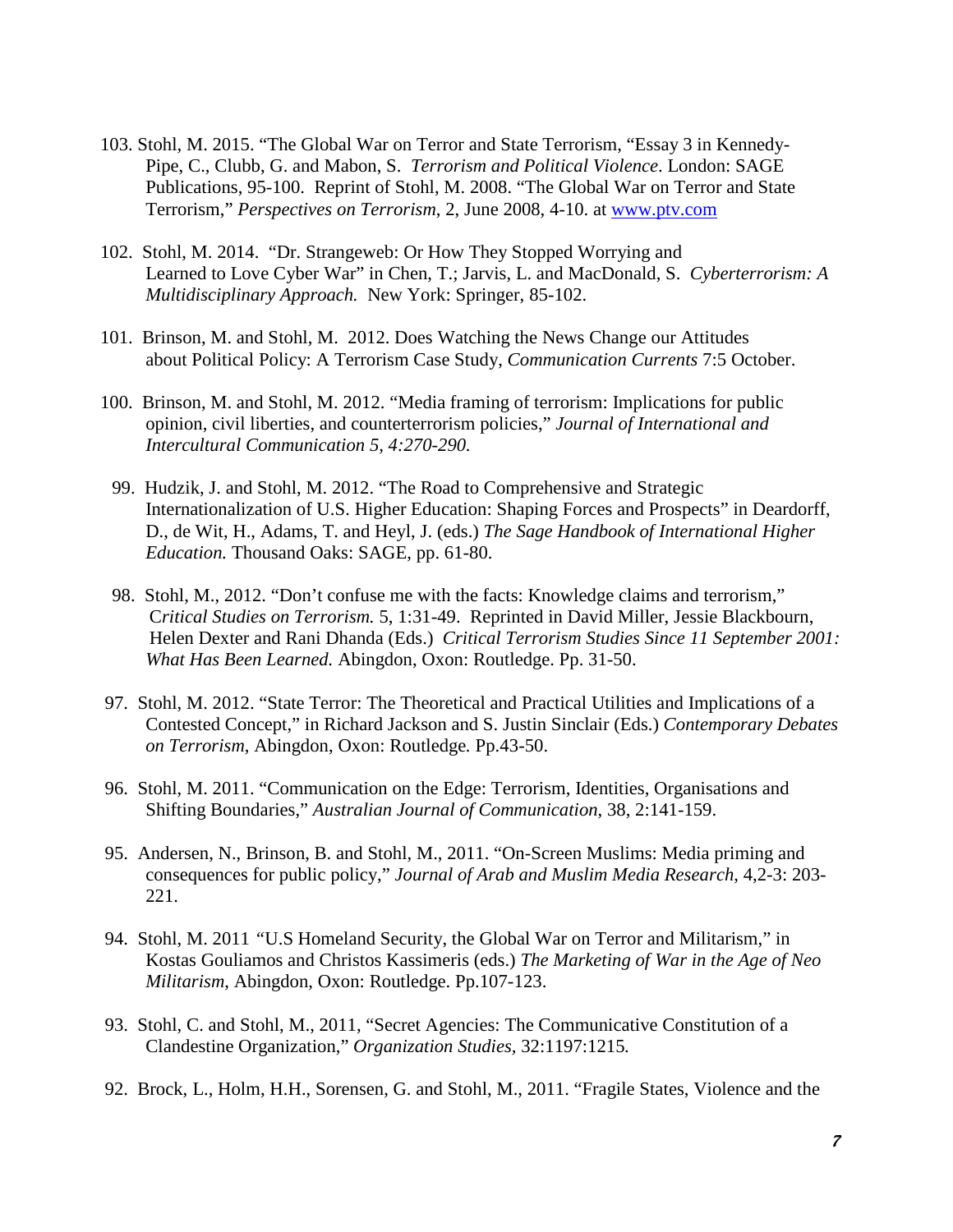103. Stohl, M. 2015. "The Global War on Terror and State Terrorism, "Essay 3 in Kennedy-Pipe, C., Clubb, G. and Mabon, S. *Terrorism and Political Violence*. London: SAGE Publications, 95-100. Reprint of Stohl, M. 2008. "The Global War on Terror and State Terrorism," *Perspectives on Terrorism*, 2, June 2008, 4-10. at [www.ptv.com](www.ptv.com)

102. Stohl, M. 2014. "Dr. Strangeweb: Or How They Stopped Worrying and Learned to Love Cyber War" in Chen, T.; Jarvis, L. and MacDonald, S. *Cyberterrorism: A Multidisciplinary Approach.* New York: Springer, 85-102.

101. Brinson, M. and Stohl, M. 2012. Does Watching the News Change our Attitudes about Political Policy: A Terrorism Case Study, *Communication Currents* 7:5 October.

100. Brinson, M. and Stohl, M. 2012. "Media framing of terrorism: Implications for public opinion, civil liberties, and counterterrorism policies," *Journal of International and Intercultural Communication 5, 4:270-290.*

99. Hudzik, J. and Stohl, M. 2012. "The Road to Comprehensive and Strategic Internationalization of U.S. Higher Education: Shaping Forces and Prospects" in Deardorff, D., de Wit, H., Adams, T. and Heyl, J. (eds.) *The Sage Handbook of International Higher Education.* Thousand Oaks: SAGE, pp. 61-80.

98. Stohl, M., 2012. "Don't confuse me with the facts: Knowledge claims and terrorism," *Critical Studies on Terrorism.* 5, 1:31-49. Reprinted in David Miller, Jessie Blackbourn, Helen Dexter and Rani Dhanda (Eds.) *Critical Terrorism Studies Since 11 September 2001: What Has Been Learned.* Abingdon, Oxon: Routledge. Pp. 31-50.

97. Stohl, M. 2012. "State Terror: The Theoretical and Practical Utilities and Implications of a Contested Concept," in Richard Jackson and S. Justin Sinclair (Eds.) *Contemporary Debates on Terrorism*, Abingdon, Oxon: Routledge. Pp.43-50.

96. Stohl, M. 2011. "Communication on the Edge: Terrorism, Identities, Organisations and Shifting Boundaries," *Australian Journal of Communication*, 38, 2:141-159.

95. Andersen, N., Brinson, B. and Stohl, M., 2011. "On-Screen Muslims: Media priming and consequences for public policy," *Journal of Arab and Muslim Media Research*, 4,2-3: 203-221.

94. Stohl, M. 2011 "U.S Homeland Security, the Global War on Terror and Militarism," in Kostas Gouliamos and Christos Kassimeris (eds.) *The Marketing of War in the Age of Neo Militarism*, Abingdon, Oxon: Routledge. Pp.107-123.

93. Stohl, C. and Stohl, M., 2011, "Secret Agencies: The Communicative Constitution of a Clandestine Organization," *Organization Studies*, 32:1197:1215*.*

92. Brock, L., Holm, H.H., Sorensen, G. and Stohl, M., 2011. "Fragile States, Violence and the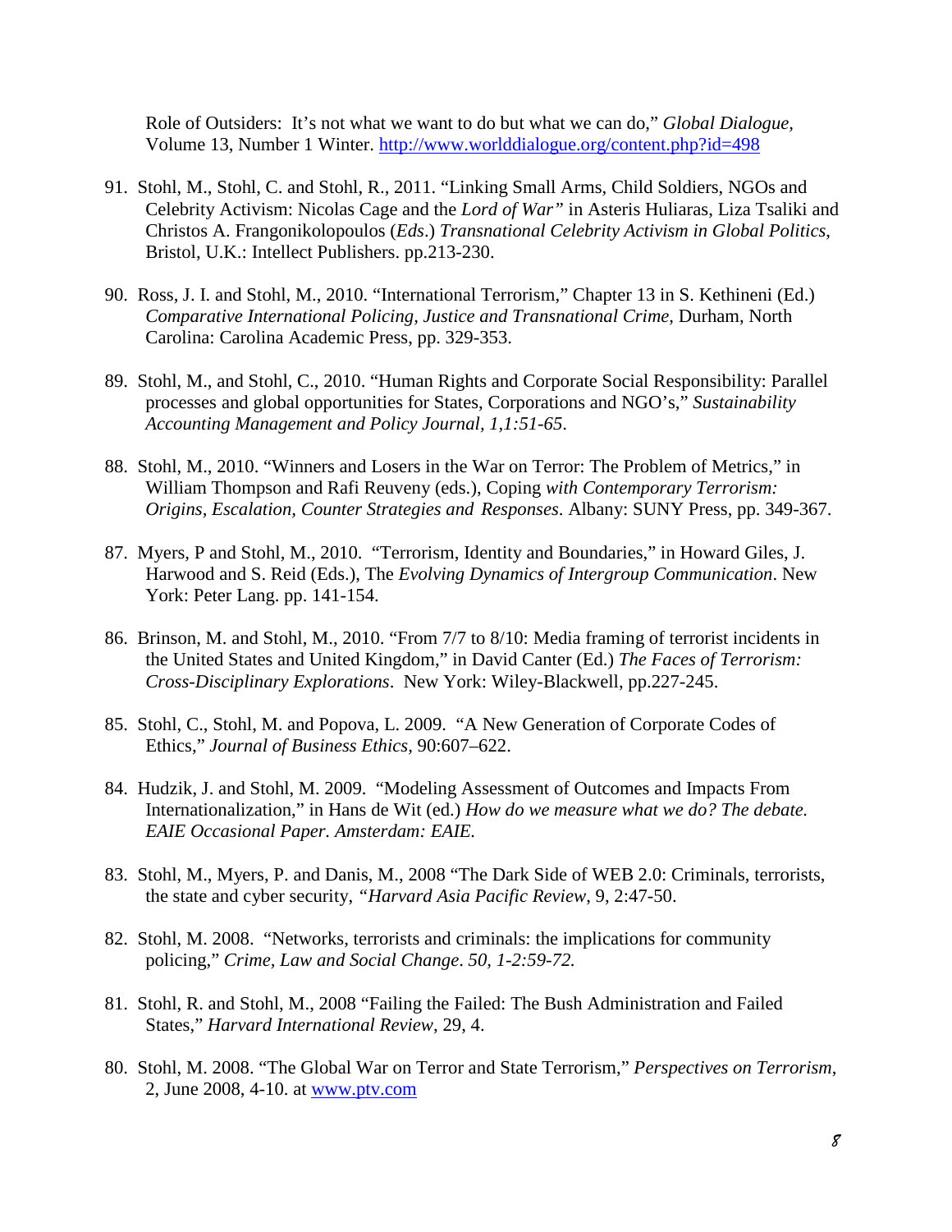Role of Outsiders: It's not what we want to do but what we can do," *Global Dialogue,* Volume 13, Number 1 Winter. http://www.worlddialogue.org/content.php?id=498

91. Stohl, M., Stohl, C. and Stohl, R., 2011. "Linking Small Arms, Child Soldiers, NGOs and Celebrity Activism: Nicolas Cage and the *Lord of War"* in Asteris Huliaras, Liza Tsaliki and Christos A. Frangonikolopoulos (*Eds*.) *Transnational Celebrity Activism in Global Politics*, Bristol, U.K.: Intellect Publishers. pp.213-230.

90. Ross, J. I. and Stohl, M., 2010. "International Terrorism," Chapter 13 in S. Kethineni (Ed.) *Comparative International Policing, Justice and Transnational Crime*, Durham, North Carolina: Carolina Academic Press, pp. 329-353.

89. Stohl, M., and Stohl, C., 2010. "Human Rights and Corporate Social Responsibility: Parallel processes and global opportunities for States, Corporations and NGO's," *Sustainability Accounting Management and Policy Journal, 1,1:51-65*.

88. Stohl, M., 2010. "Winners and Losers in the War on Terror: The Problem of Metrics," in William Thompson and Rafi Reuveny (eds.), Coping *with Contemporary Terrorism: Origins, Escalation, Counter Strategies and Responses*. Albany: SUNY Press, pp. 349-367.

87. Myers, P and Stohl, M., 2010. "Terrorism, Identity and Boundaries," in Howard Giles, J. Harwood and S. Reid (Eds.), The *Evolving Dynamics of Intergroup Communication*. New York: Peter Lang. pp. 141-154.

86. Brinson, M. and Stohl, M., 2010. "From 7/7 to 8/10: Media framing of terrorist incidents in the United States and United Kingdom," in David Canter (Ed.) *The Faces of Terrorism: Cross-Disciplinary Explorations*. New York: Wiley-Blackwell, pp.227-245.

85. Stohl, C., Stohl, M. and Popova, L. 2009. "A New Generation of Corporate Codes of Ethics," *Journal of Business Ethics,* 90:607–622.

84. Hudzik, J. and Stohl, M. 2009. "Modeling Assessment of Outcomes and Impacts From Internationalization," in Hans de Wit (ed.) *How do we measure what we do? The debate. EAIE Occasional Paper. Amsterdam: EAIE.*

83. Stohl, M., Myers, P. and Danis, M., 2008 "The Dark Side of WEB 2.0: Criminals, terrorists, the state and cyber security, *"Harvard Asia Pacific Review*, 9, 2:47-50.

82. Stohl, M. 2008. "Networks, terrorists and criminals: the implications for community policing," *Crime, Law and Social Change*. *50, 1-2:59-72.*

81. Stohl, R. and Stohl, M., 2008 "Failing the Failed: The Bush Administration and Failed States," *Harvard International Review*, 29, 4.

80. Stohl, M. 2008. "The Global War on Terror and State Terrorism," *Perspectives on Terrorism*, 2, June 2008, 4-10. at www.ptv.com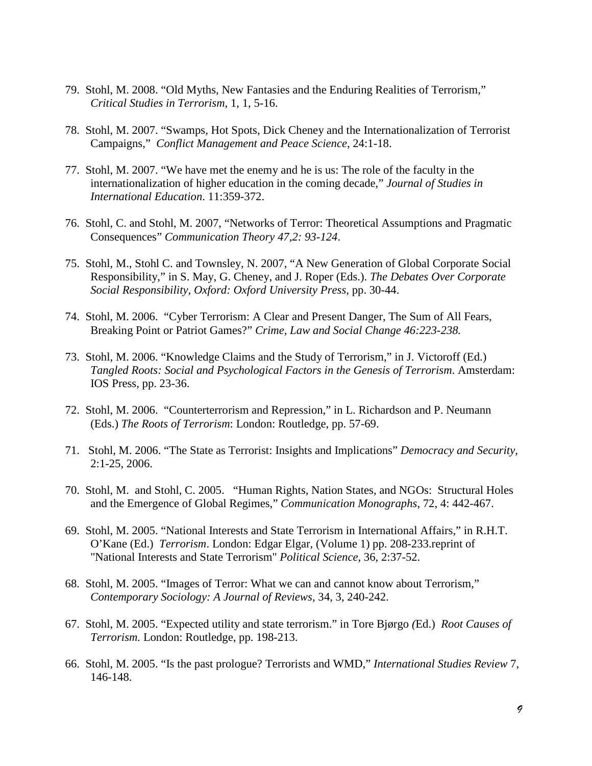79. Stohl, M. 2008. “Old Myths, New Fantasies and the Enduring Realities of Terrorism,” *Critical Studies in Terrorism*, 1, 1, 5-16.

78. Stohl, M. 2007. “Swamps, Hot Spots, Dick Cheney and the Internationalization of Terrorist Campaigns,” *Conflict Management and Peace Science*, 24:1-18.

77. Stohl, M. 2007. “We have met the enemy and he is us: The role of the faculty in the internationalization of higher education in the coming decade,” *Journal of Studies in International Education*. 11:359-372.

76. Stohl, C. and Stohl, M. 2007, “Networks of Terror: Theoretical Assumptions and Pragmatic Consequences” *Communication Theory 47,2: 93-124*.

75. Stohl, M., Stohl C. and Townsley, N. 2007, “A New Generation of Global Corporate Social Responsibility,” in S. May, G. Cheney, and J. Roper (Eds.). *The Debates Over Corporate Social Responsibility, Oxford: Oxford University Press*, pp. 30-44.

74. Stohl, M. 2006. “Cyber Terrorism: A Clear and Present Danger, The Sum of All Fears, Breaking Point or Patriot Games?” *Crime, Law and Social Change 46:223-238.*

73. Stohl, M. 2006. “Knowledge Claims and the Study of Terrorism,” in J. Victoroff (Ed.) *Tangled Roots: Social and Psychological Factors in the Genesis of Terrorism*. Amsterdam: IOS Press, pp. 23-36.

72. Stohl, M. 2006. “Counterterrorism and Repression,” in L. Richardson and P. Neumann (Eds.) *The Roots of Terrorism*: London: Routledge, pp. 57-69.

71. Stohl, M. 2006. “The State as Terrorist: Insights and Implications” *Democracy and Security*, 2:1-25, 2006.

70. Stohl, M. and Stohl, C. 2005. “Human Rights, Nation States, and NGOs: Structural Holes and the Emergence of Global Regimes,” *Communication Monographs*, 72, 4: 442-467.

69. Stohl, M. 2005. “National Interests and State Terrorism in International Affairs,” in R.H.T. O’Kane (Ed.) *Terrorism*. London: Edgar Elgar, (Volume 1) pp. 208-233.reprint of "National Interests and State Terrorism" *Political Science*, 36, 2:37-52.

68. Stohl, M. 2005. “Images of Terror: What we can and cannot know about Terrorism,” *Contemporary Sociology: A Journal of Reviews*, 34, 3, 240-242.

67. Stohl, M. 2005. “Expected utility and state terrorism.” in Tore Bjørgo *(*Ed.) *Root Causes of Terrorism.* London: Routledge, pp. 198-213.

66. Stohl, M. 2005. “Is the past prologue? Terrorists and WMD,” *International Studies Review* 7, 146-148.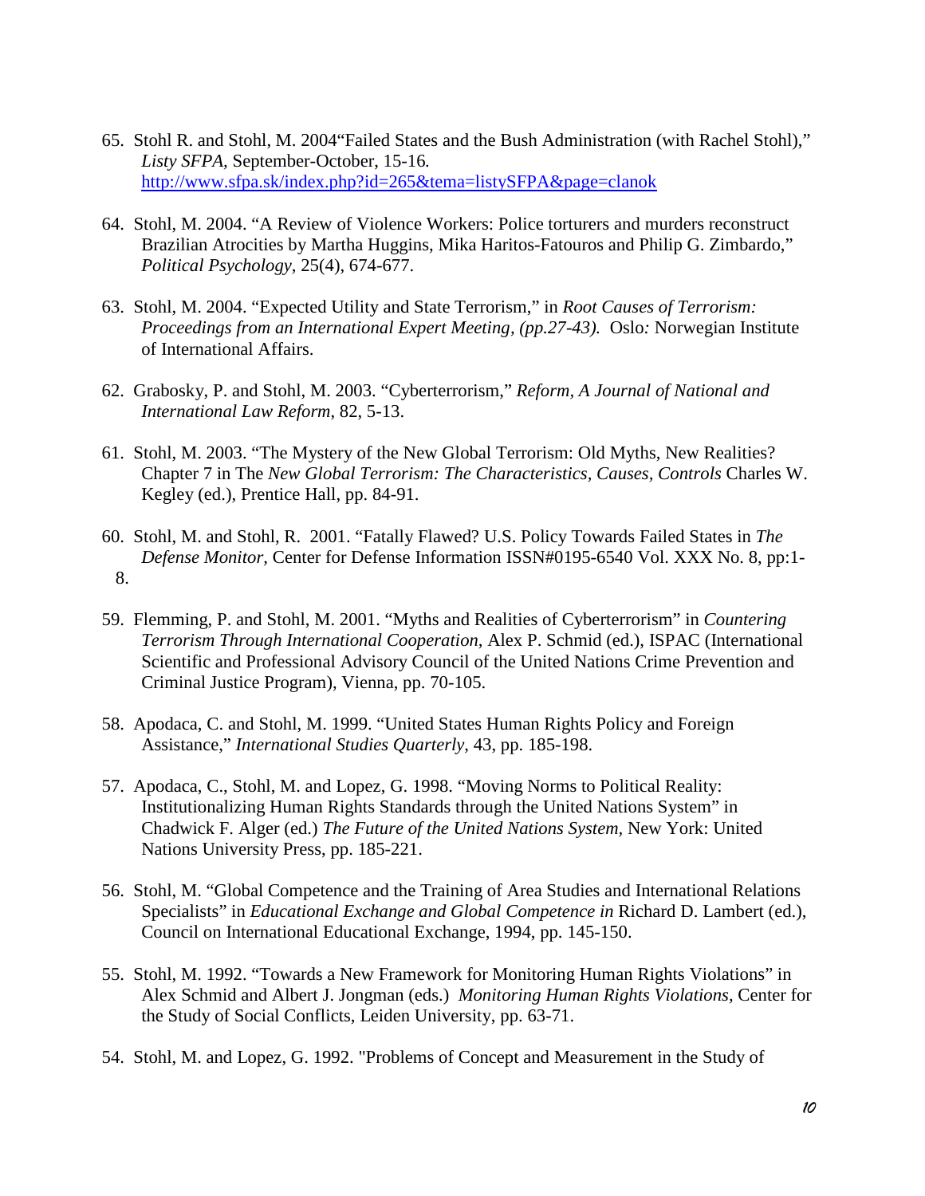65. Stohl R. and Stohl, M. 2004"Failed States and the Bush Administration (with Rachel Stohl)," *Listy SFPA*, September-October, 15-16. http://www.sfpa.sk/index.php?id=265&tema=listySFPA&page=clanok

64. Stohl, M. 2004. "A Review of Violence Workers: Police torturers and murders reconstruct Brazilian Atrocities by Martha Huggins, Mika Haritos-Fatouros and Philip G. Zimbardo," *Political Psychology*, 25(4), 674-677.

63. Stohl, M. 2004. "Expected Utility and State Terrorism," in *Root Causes of Terrorism: Proceedings from an International Expert Meeting, (pp.27-43).* Oslo*:* Norwegian Institute of International Affairs.

62. Grabosky, P. and Stohl, M. 2003. "Cyberterrorism," *Reform, A Journal of National and International Law Reform*, 82, 5-13.

61. Stohl, M. 2003. "The Mystery of the New Global Terrorism: Old Myths, New Realities? Chapter 7 in The *New Global Terrorism: The Characteristics, Causes, Controls* Charles W. Kegley (ed.), Prentice Hall, pp. 84-91.

60. Stohl, M. and Stohl, R. 2001. "Fatally Flawed? U.S. Policy Towards Failed States in *The Defense Monitor,* Center for Defense Information ISSN#0195-6540 Vol. XXX No. 8, pp:1-8.

59. Flemming, P. and Stohl, M. 2001. "Myths and Realities of Cyberterrorism" in *Countering Terrorism Through International Cooperation,* Alex P. Schmid (ed.), ISPAC (International Scientific and Professional Advisory Council of the United Nations Crime Prevention and Criminal Justice Program), Vienna, pp. 70-105.

58. Apodaca, C. and Stohl, M. 1999. "United States Human Rights Policy and Foreign Assistance," *International Studies Quarterly*, 43, pp. 185-198.

57. Apodaca, C., Stohl, M. and Lopez, G. 1998. "Moving Norms to Political Reality: Institutionalizing Human Rights Standards through the United Nations System" in Chadwick F. Alger (ed.) *The Future of the United Nations System,* New York: United Nations University Press, pp. 185-221.

56. Stohl, M. "Global Competence and the Training of Area Studies and International Relations Specialists" in *Educational Exchange and Global Competence in* Richard D. Lambert (ed.), Council on International Educational Exchange, 1994, pp. 145-150.

55. Stohl, M. 1992. "Towards a New Framework for Monitoring Human Rights Violations" in Alex Schmid and Albert J. Jongman (eds.) *Monitoring Human Rights Violations,* Center for the Study of Social Conflicts, Leiden University, pp. 63-71.

54. Stohl, M. and Lopez, G. 1992. "Problems of Concept and Measurement in the Study of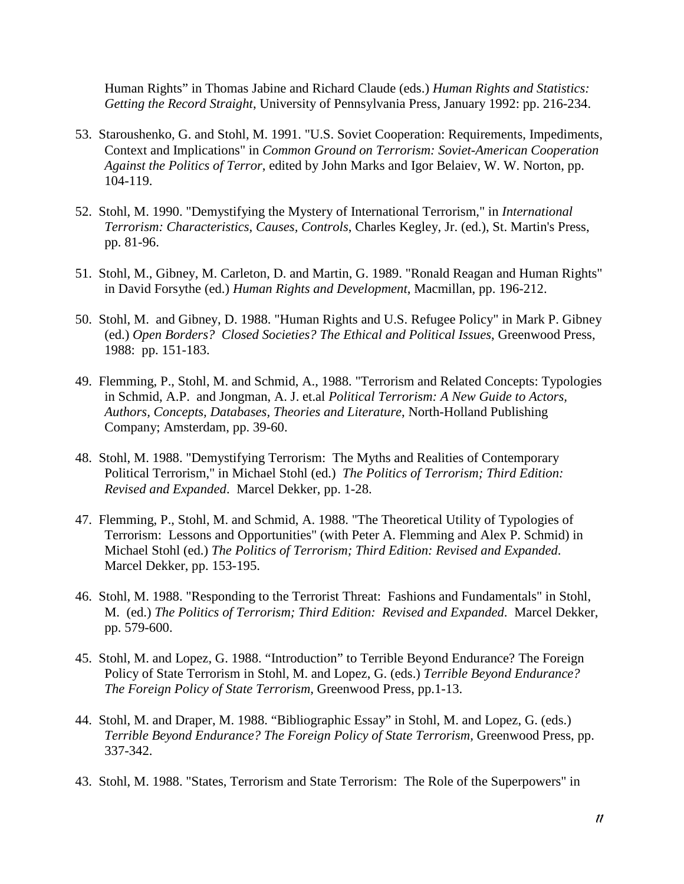Human Rights" in Thomas Jabine and Richard Claude (eds.) *Human Rights and Statistics: Getting the Record Straight*, University of Pennsylvania Press, January 1992: pp. 216-234.

53. Staroushenko, G. and Stohl, M. 1991. "U.S. Soviet Cooperation: Requirements, Impediments, Context and Implications" in *Common Ground on Terrorism: Soviet-American Cooperation Against the Politics of Terror*, edited by John Marks and Igor Belaiev, W. W. Norton, pp. 104-119.

52. Stohl, M. 1990. "Demystifying the Mystery of International Terrorism," in *International Terrorism: Characteristics, Causes, Controls*, Charles Kegley, Jr. (ed.), St. Martin's Press, pp. 81-96.

51. Stohl, M., Gibney, M. Carleton, D. and Martin, G. 1989. "Ronald Reagan and Human Rights" in David Forsythe (ed.) *Human Rights and Development*, Macmillan, pp. 196-212.

50. Stohl, M. and Gibney, D. 1988. "Human Rights and U.S. Refugee Policy" in Mark P. Gibney (ed.) *Open Borders? Closed Societies? The Ethical and Political Issues*, Greenwood Press, 1988: pp. 151-183.

49. Flemming, P., Stohl, M. and Schmid, A., 1988. "Terrorism and Related Concepts: Typologies in Schmid, A.P. and Jongman, A. J. et.al *Political Terrorism: A New Guide to Actors, Authors, Concepts, Databases, Theories and Literature*, North-Holland Publishing Company; Amsterdam, pp. 39-60.

48. Stohl, M. 1988. "Demystifying Terrorism: The Myths and Realities of Contemporary Political Terrorism," in Michael Stohl (ed.) *The Politics of Terrorism; Third Edition: Revised and Expanded*. Marcel Dekker, pp. 1-28.

47. Flemming, P., Stohl, M. and Schmid, A. 1988. "The Theoretical Utility of Typologies of Terrorism: Lessons and Opportunities" (with Peter A. Flemming and Alex P. Schmid) in Michael Stohl (ed.) *The Politics of Terrorism; Third Edition: Revised and Expanded*. Marcel Dekker, pp. 153-195.

46. Stohl, M. 1988. "Responding to the Terrorist Threat: Fashions and Fundamentals" in Stohl, M. (ed.) *The Politics of Terrorism; Third Edition: Revised and Expanded*. Marcel Dekker, pp. 579-600.

45. Stohl, M. and Lopez, G. 1988. "Introduction" to Terrible Beyond Endurance? The Foreign Policy of State Terrorism in Stohl, M. and Lopez, G. (eds.) *Terrible Beyond Endurance? The Foreign Policy of State Terrorism*, Greenwood Press, pp.1-13.

44. Stohl, M. and Draper, M. 1988. "Bibliographic Essay" in Stohl, M. and Lopez, G. (eds.) *Terrible Beyond Endurance? The Foreign Policy of State Terrorism*, Greenwood Press, pp. 337-342.

43. Stohl, M. 1988. "States, Terrorism and State Terrorism: The Role of the Superpowers" in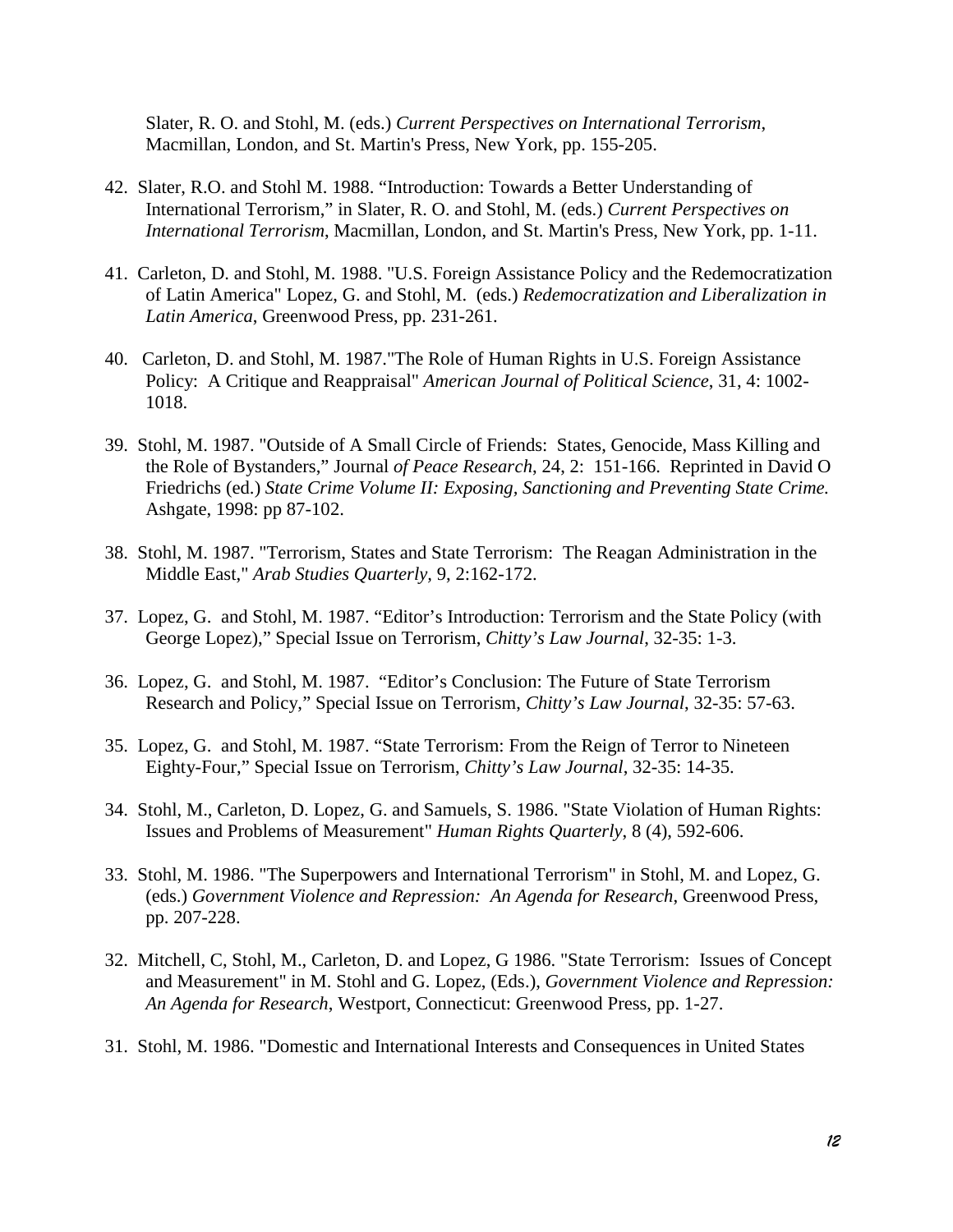Slater, R. O. and Stohl, M. (eds.) *Current Perspectives on International Terrorism*, Macmillan, London, and St. Martin's Press, New York, pp. 155-205.

42. Slater, R.O. and Stohl M. 1988. "Introduction: Towards a Better Understanding of International Terrorism," in Slater, R. O. and Stohl, M. (eds.) *Current Perspectives on International Terrorism*, Macmillan, London, and St. Martin's Press, New York, pp. 1-11.

41. Carleton, D. and Stohl, M. 1988. "U.S. Foreign Assistance Policy and the Redemocratization of Latin America" Lopez, G. and Stohl, M. (eds.) *Redemocratization and Liberalization in Latin America*, Greenwood Press, pp. 231-261.

40. Carleton, D. and Stohl, M. 1987."The Role of Human Rights in U.S. Foreign Assistance Policy: A Critique and Reappraisal" *American Journal of Political Science*, 31, 4: 1002-1018.

39. Stohl, M. 1987. "Outside of A Small Circle of Friends: States, Genocide, Mass Killing and the Role of Bystanders," Journal *of Peace Research*, 24, 2: 151-166. Reprinted in David O Friedrichs (ed.) *State Crime Volume II: Exposing, Sanctioning and Preventing State Crime.* Ashgate, 1998: pp 87-102.

38. Stohl, M. 1987. "Terrorism, States and State Terrorism: The Reagan Administration in the Middle East," *Arab Studies Quarterly,* 9, 2:162-172.

37. Lopez, G. and Stohl, M. 1987. "Editor's Introduction: Terrorism and the State Policy (with George Lopez)," Special Issue on Terrorism, *Chitty's Law Journal*, 32-35: 1-3.

36. Lopez, G. and Stohl, M. 1987. "Editor's Conclusion: The Future of State Terrorism Research and Policy," Special Issue on Terrorism, *Chitty's Law Journal*, 32-35: 57-63.

35. Lopez, G. and Stohl, M. 1987. "State Terrorism: From the Reign of Terror to Nineteen Eighty-Four," Special Issue on Terrorism, *Chitty's Law Journal*, 32-35: 14-35.

34. Stohl, M., Carleton, D. Lopez, G. and Samuels, S. 1986. "State Violation of Human Rights: Issues and Problems of Measurement" *Human Rights Quarterly*, 8 (4), 592-606.

33. Stohl, M. 1986. "The Superpowers and International Terrorism" in Stohl, M. and Lopez, G. (eds.) *Government Violence and Repression: An Agenda for Research*, Greenwood Press, pp. 207-228.

32. Mitchell, C, Stohl, M., Carleton, D. and Lopez, G 1986. "State Terrorism: Issues of Concept and Measurement" in M. Stohl and G. Lopez, (Eds.), *Government Violence and Repression: An Agenda for Research*, Westport, Connecticut: Greenwood Press, pp. 1-27.

31. Stohl, M. 1986. "Domestic and International Interests and Consequences in United States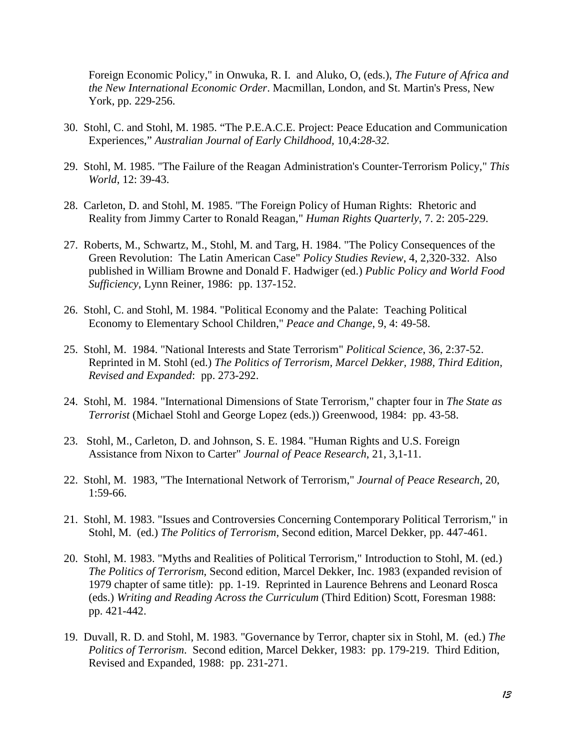Foreign Economic Policy," in Onwuka, R. I. and Aluko, O, (eds.), *The Future of Africa and the New International Economic Order*. Macmillan, London, and St. Martin's Press, New York, pp. 229-256.

30. Stohl, C. and Stohl, M. 1985. "The P.E.A.C.E. Project: Peace Education and Communication Experiences," *Australian Journal of Early Childhood,* 10,4:*28-32.*

29. Stohl, M. 1985. "The Failure of the Reagan Administration's Counter-Terrorism Policy," *This World*, 12: 39-43.

28. Carleton, D. and Stohl, M. 1985. "The Foreign Policy of Human Rights: Rhetoric and Reality from Jimmy Carter to Ronald Reagan," *Human Rights Quarterly*, 7. 2: 205-229.

27. Roberts, M., Schwartz, M., Stohl, M. and Targ, H. 1984. "The Policy Consequences of the Green Revolution: The Latin American Case" *Policy Studies Review*, 4, 2,320-332. Also published in William Browne and Donald F. Hadwiger (ed.) *Public Policy and World Food Sufficiency*, Lynn Reiner, 1986: pp. 137-152.

26. Stohl, C. and Stohl, M. 1984. "Political Economy and the Palate: Teaching Political Economy to Elementary School Children," *Peace and Change*, 9, 4: 49-58.

25. Stohl, M. 1984. "National Interests and State Terrorism" *Political Science*, 36, 2:37-52. Reprinted in M. Stohl (ed.) *The Politics of Terrorism, Marcel Dekker, 1988, Third Edition, Revised and Expanded*: pp. 273-292.

24. Stohl, M. 1984. "International Dimensions of State Terrorism," chapter four in *The State as Terrorist* (Michael Stohl and George Lopez (eds.)) Greenwood, 1984: pp. 43-58.

23. Stohl, M., Carleton, D. and Johnson, S. E. 1984. "Human Rights and U.S. Foreign Assistance from Nixon to Carter" *Journal of Peace Research*, 21, 3,1-11.

22. Stohl, M. 1983, "The International Network of Terrorism," *Journal of Peace Research*, 20, 1:59-66.

21. Stohl, M. 1983. "Issues and Controversies Concerning Contemporary Political Terrorism," in Stohl, M. (ed.) *The Politics of Terrorism*, Second edition, Marcel Dekker, pp. 447-461.

20. Stohl, M. 1983. "Myths and Realities of Political Terrorism," Introduction to Stohl, M. (ed.) *The Politics of Terrorism*, Second edition, Marcel Dekker, Inc. 1983 (expanded revision of 1979 chapter of same title): pp. 1-19. Reprinted in Laurence Behrens and Leonard Rosca (eds.) *Writing and Reading Across the Curriculum* (Third Edition) Scott, Foresman 1988: pp. 421-442.

19. Duvall, R. D. and Stohl, M. 1983. "Governance by Terror, chapter six in Stohl, M. (ed.) *The Politics of Terrorism*. Second edition, Marcel Dekker, 1983: pp. 179-219. Third Edition, Revised and Expanded, 1988: pp. 231-271.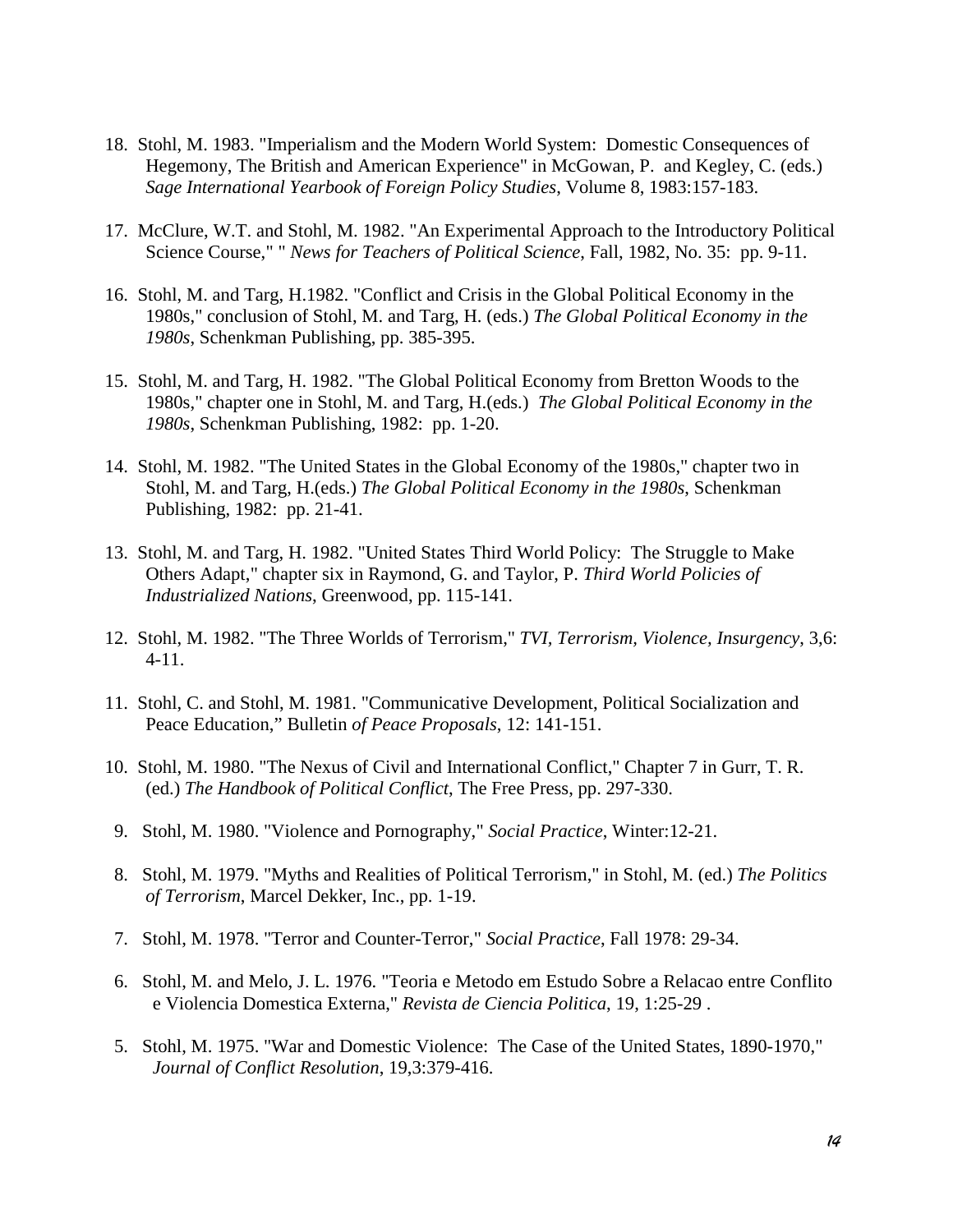18. Stohl, M. 1983. "Imperialism and the Modern World System: Domestic Consequences of Hegemony, The British and American Experience" in McGowan, P. and Kegley, C. (eds.) *Sage International Yearbook of Foreign Policy Studies*, Volume 8, 1983:157-183.

17. McClure, W.T. and Stohl, M. 1982. "An Experimental Approach to the Introductory Political Science Course," " *News for Teachers of Political Science*, Fall, 1982, No. 35: pp. 9-11.

16. Stohl, M. and Targ, H.1982. "Conflict and Crisis in the Global Political Economy in the 1980s," conclusion of Stohl, M. and Targ, H. (eds.) *The Global Political Economy in the 1980s*, Schenkman Publishing, pp. 385-395.

15. Stohl, M. and Targ, H. 1982. "The Global Political Economy from Bretton Woods to the 1980s," chapter one in Stohl, M. and Targ, H.(eds.) *The Global Political Economy in the 1980s*, Schenkman Publishing, 1982: pp. 1-20.

14. Stohl, M. 1982. "The United States in the Global Economy of the 1980s," chapter two in Stohl, M. and Targ, H.(eds.) *The Global Political Economy in the 1980s*, Schenkman Publishing, 1982: pp. 21-41.

13. Stohl, M. and Targ, H. 1982. "United States Third World Policy: The Struggle to Make Others Adapt," chapter six in Raymond, G. and Taylor, P. *Third World Policies of Industrialized Nations*, Greenwood, pp. 115-141.

12. Stohl, M. 1982. "The Three Worlds of Terrorism," *TVI, Terrorism, Violence, Insurgency,* 3,6: 4-11.

11. Stohl, C. and Stohl, M. 1981. "Communicative Development, Political Socialization and Peace Education," Bulletin *of Peace Proposals*, 12: 141-151.

10. Stohl, M. 1980. "The Nexus of Civil and International Conflict," Chapter 7 in Gurr, T. R. (ed.) *The Handbook of Political Conflict*, The Free Press, pp. 297-330.

9. Stohl, M. 1980. "Violence and Pornography," *Social Practice*, Winter:12-21.

8. Stohl, M. 1979. "Myths and Realities of Political Terrorism," in Stohl, M. (ed.) *The Politics of Terrorism*, Marcel Dekker, Inc., pp. 1-19.

7. Stohl, M. 1978. "Terror and Counter-Terror," *Social Practice*, Fall 1978: 29-34.

6. Stohl, M. and Melo, J. L. 1976. "Teoria e Metodo em Estudo Sobre a Relacao entre Conflito e Violencia Domestica Externa," *Revista de Ciencia Politica*, 19, 1:25-29 .

5. Stohl, M. 1975. "War and Domestic Violence: The Case of the United States, 1890-1970," *Journal of Conflict Resolution*, 19,3:379-416.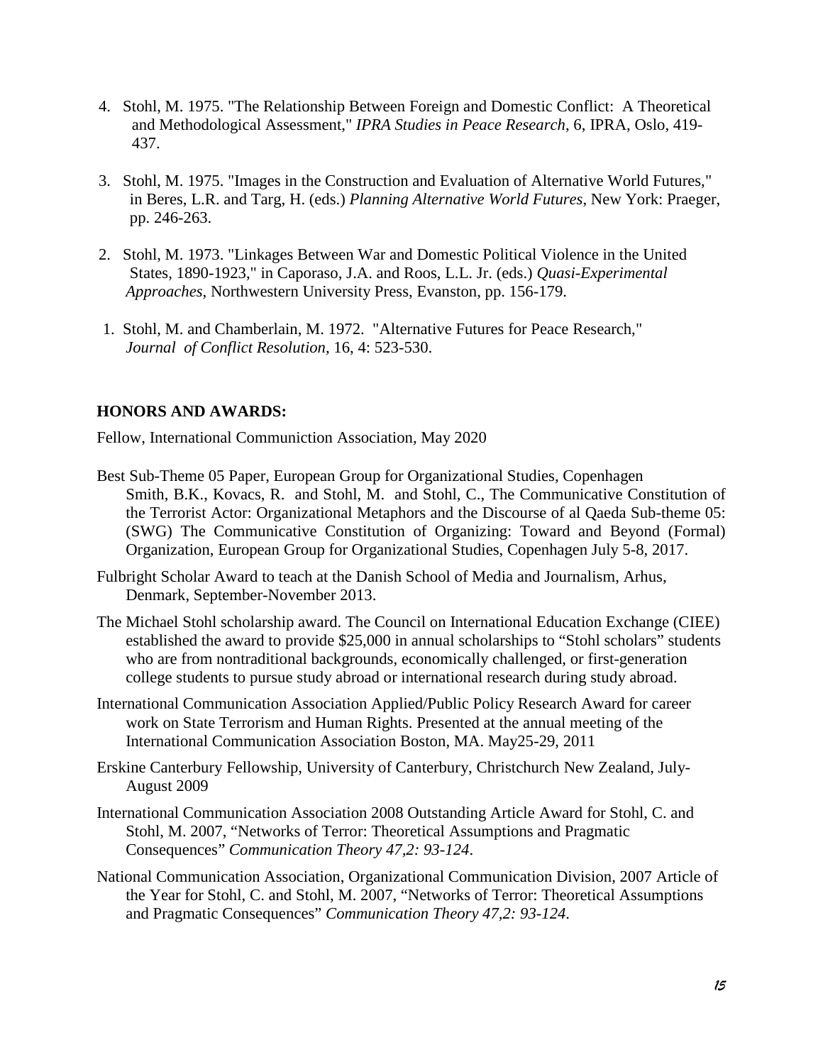4. Stohl, M. 1975. "The Relationship Between Foreign and Domestic Conflict: A Theoretical and Methodological Assessment," *IPRA Studies in Peace Research*, 6, IPRA, Oslo, 419-437.

3. Stohl, M. 1975. "Images in the Construction and Evaluation of Alternative World Futures," in Beres, L.R. and Targ, H. (eds.) *Planning Alternative World Futures*, New York: Praeger, pp. 246-263.

2. Stohl, M. 1973. "Linkages Between War and Domestic Political Violence in the United States, 1890-1923," in Caporaso, J.A. and Roos, L.L. Jr. (eds.) *Quasi-Experimental Approaches*, Northwestern University Press, Evanston, pp. 156-179.

1. Stohl, M. and Chamberlain, M. 1972. "Alternative Futures for Peace Research," *Journal of Conflict Resolution*, 16, 4: 523-530.

**HONORS AND AWARDS:**

Fellow, International Communiction Association, May 2020

Best Sub-Theme 05 Paper, European Group for Organizational Studies, Copenhagen
Smith, B.K., Kovacs, R. and Stohl, M. and Stohl, C., The Communicative Constitution of the Terrorist Actor: Organizational Metaphors and the Discourse of al Qaeda Sub-theme 05: (SWG) The Communicative Constitution of Organizing: Toward and Beyond (Formal) Organization, European Group for Organizational Studies, Copenhagen July 5-8, 2017.

Fulbright Scholar Award to teach at the Danish School of Media and Journalism, Arhus, Denmark, September-November 2013.

The Michael Stohl scholarship award. The Council on International Education Exchange (CIEE) established the award to provide $25,000 in annual scholarships to "Stohl scholars" students who are from nontraditional backgrounds, economically challenged, or first-generation college students to pursue study abroad or international research during study abroad.

International Communication Association Applied/Public Policy Research Award for career work on State Terrorism and Human Rights. Presented at the annual meeting of the International Communication Association Boston, MA. May25-29, 2011

Erskine Canterbury Fellowship, University of Canterbury, Christchurch New Zealand, July-August 2009

International Communication Association 2008 Outstanding Article Award for Stohl, C. and Stohl, M. 2007, "Networks of Terror: Theoretical Assumptions and Pragmatic Consequences" *Communication Theory 47,2: 93-124*.

National Communication Association, Organizational Communication Division, 2007 Article of the Year for Stohl, C. and Stohl, M. 2007, "Networks of Terror: Theoretical Assumptions and Pragmatic Consequences" *Communication Theory 47,2: 93-124*.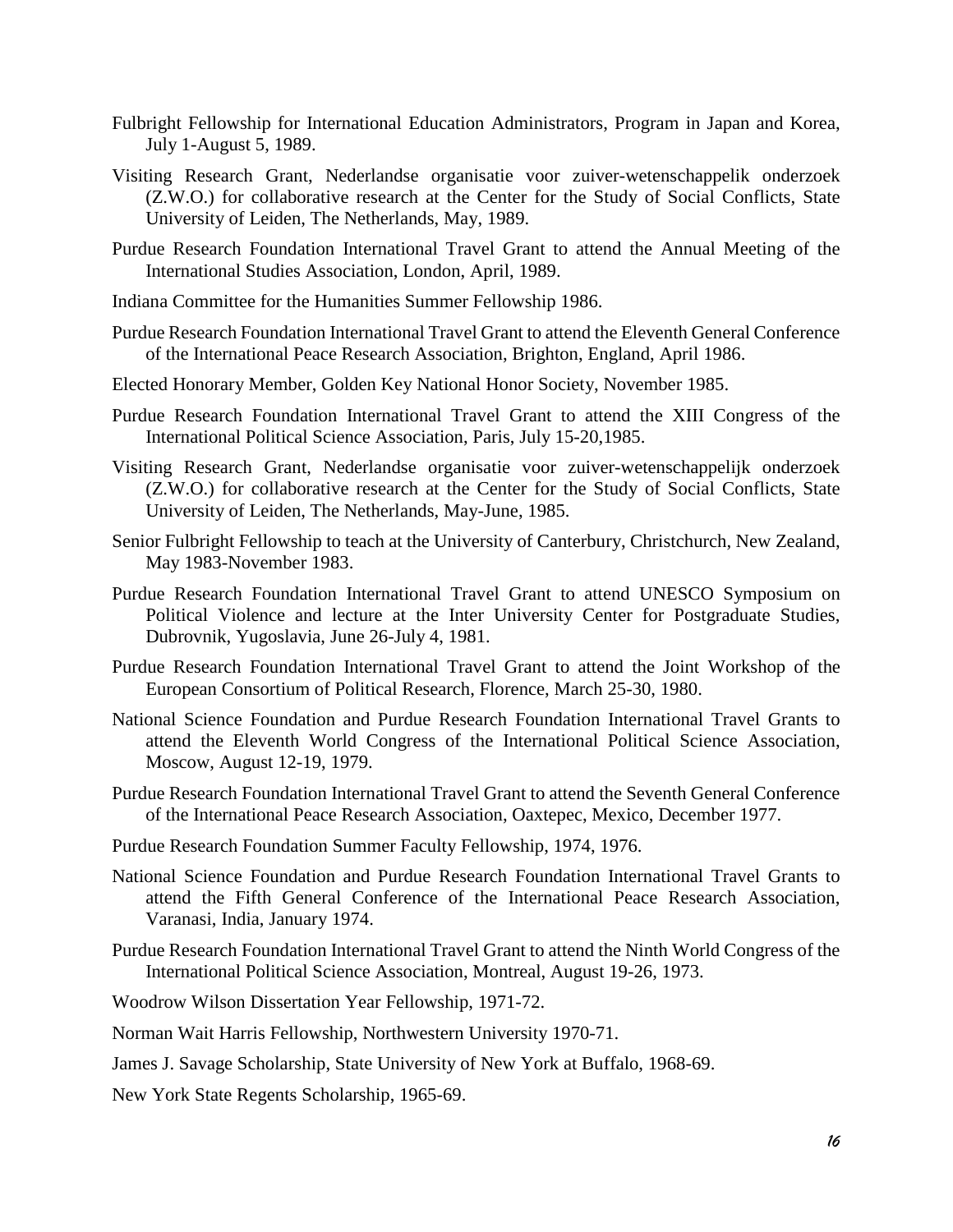Fulbright Fellowship for International Education Administrators, Program in Japan and Korea, July 1-August 5, 1989.

Visiting Research Grant, Nederlandse organisatie voor zuiver-wetenschappelik onderzoek (Z.W.O.) for collaborative research at the Center for the Study of Social Conflicts, State University of Leiden, The Netherlands, May, 1989.

Purdue Research Foundation International Travel Grant to attend the Annual Meeting of the International Studies Association, London, April, 1989.

Indiana Committee for the Humanities Summer Fellowship 1986.

Purdue Research Foundation International Travel Grant to attend the Eleventh General Conference of the International Peace Research Association, Brighton, England, April 1986.

Elected Honorary Member, Golden Key National Honor Society, November 1985.

Purdue Research Foundation International Travel Grant to attend the XIII Congress of the International Political Science Association, Paris, July 15-20,1985.

Visiting Research Grant, Nederlandse organisatie voor zuiver-wetenschappelijk onderzoek (Z.W.O.) for collaborative research at the Center for the Study of Social Conflicts, State University of Leiden, The Netherlands, May-June, 1985.

Senior Fulbright Fellowship to teach at the University of Canterbury, Christchurch, New Zealand, May 1983-November 1983.

Purdue Research Foundation International Travel Grant to attend UNESCO Symposium on Political Violence and lecture at the Inter University Center for Postgraduate Studies, Dubrovnik, Yugoslavia, June 26-July 4, 1981.

Purdue Research Foundation International Travel Grant to attend the Joint Workshop of the European Consortium of Political Research, Florence, March 25-30, 1980.

National Science Foundation and Purdue Research Foundation International Travel Grants to attend the Eleventh World Congress of the International Political Science Association, Moscow, August 12-19, 1979.

Purdue Research Foundation International Travel Grant to attend the Seventh General Conference of the International Peace Research Association, Oaxtepec, Mexico, December 1977.

Purdue Research Foundation Summer Faculty Fellowship, 1974, 1976.

National Science Foundation and Purdue Research Foundation International Travel Grants to attend the Fifth General Conference of the International Peace Research Association, Varanasi, India, January 1974.

Purdue Research Foundation International Travel Grant to attend the Ninth World Congress of the International Political Science Association, Montreal, August 19-26, 1973.

Woodrow Wilson Dissertation Year Fellowship, 1971-72.

Norman Wait Harris Fellowship, Northwestern University 1970-71.

James J. Savage Scholarship, State University of New York at Buffalo, 1968-69.

New York State Regents Scholarship, 1965-69.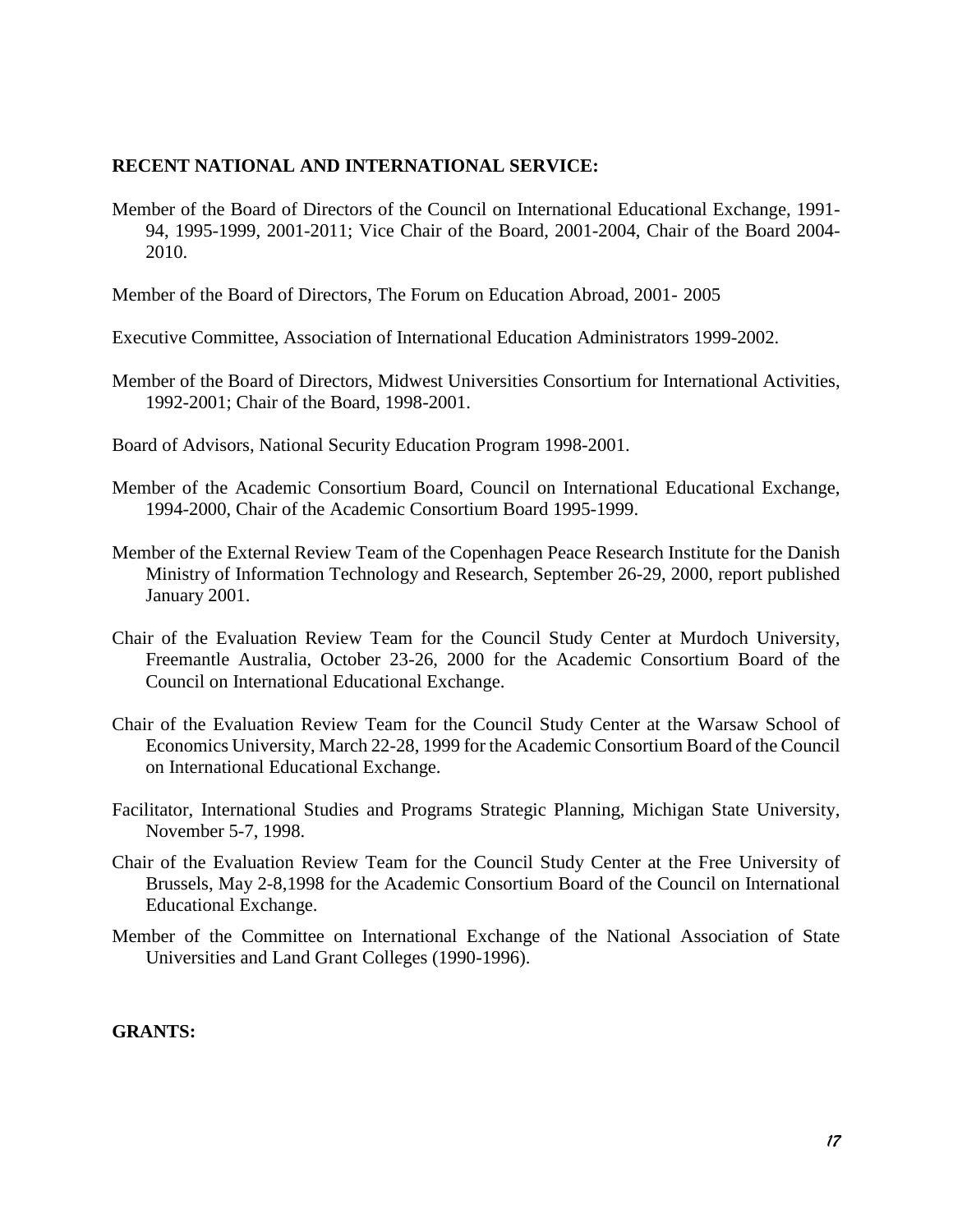## RECENT NATIONAL AND INTERNATIONAL SERVICE:

Member of the Board of Directors of the Council on International Educational Exchange, 1991-94, 1995-1999, 2001-2011; Vice Chair of the Board, 2001-2004, Chair of the Board 2004-2010.

Member of the Board of Directors, The Forum on Education Abroad, 2001- 2005

Executive Committee, Association of International Education Administrators 1999-2002.

Member of the Board of Directors, Midwest Universities Consortium for International Activities, 1992-2001; Chair of the Board, 1998-2001.

Board of Advisors, National Security Education Program 1998-2001.

Member of the Academic Consortium Board, Council on International Educational Exchange, 1994-2000, Chair of the Academic Consortium Board 1995-1999.

Member of the External Review Team of the Copenhagen Peace Research Institute for the Danish Ministry of Information Technology and Research, September 26-29, 2000, report published January 2001.

Chair of the Evaluation Review Team for the Council Study Center at Murdoch University, Freemantle Australia, October 23-26, 2000 for the Academic Consortium Board of the Council on International Educational Exchange.

Chair of the Evaluation Review Team for the Council Study Center at the Warsaw School of Economics University, March 22-28, 1999 for the Academic Consortium Board of the Council on International Educational Exchange.

Facilitator, International Studies and Programs Strategic Planning, Michigan State University, November 5-7, 1998.

Chair of the Evaluation Review Team for the Council Study Center at the Free University of Brussels, May 2-8,1998 for the Academic Consortium Board of the Council on International Educational Exchange.

Member of the Committee on International Exchange of the National Association of State Universities and Land Grant Colleges (1990-1996).

## GRANTS: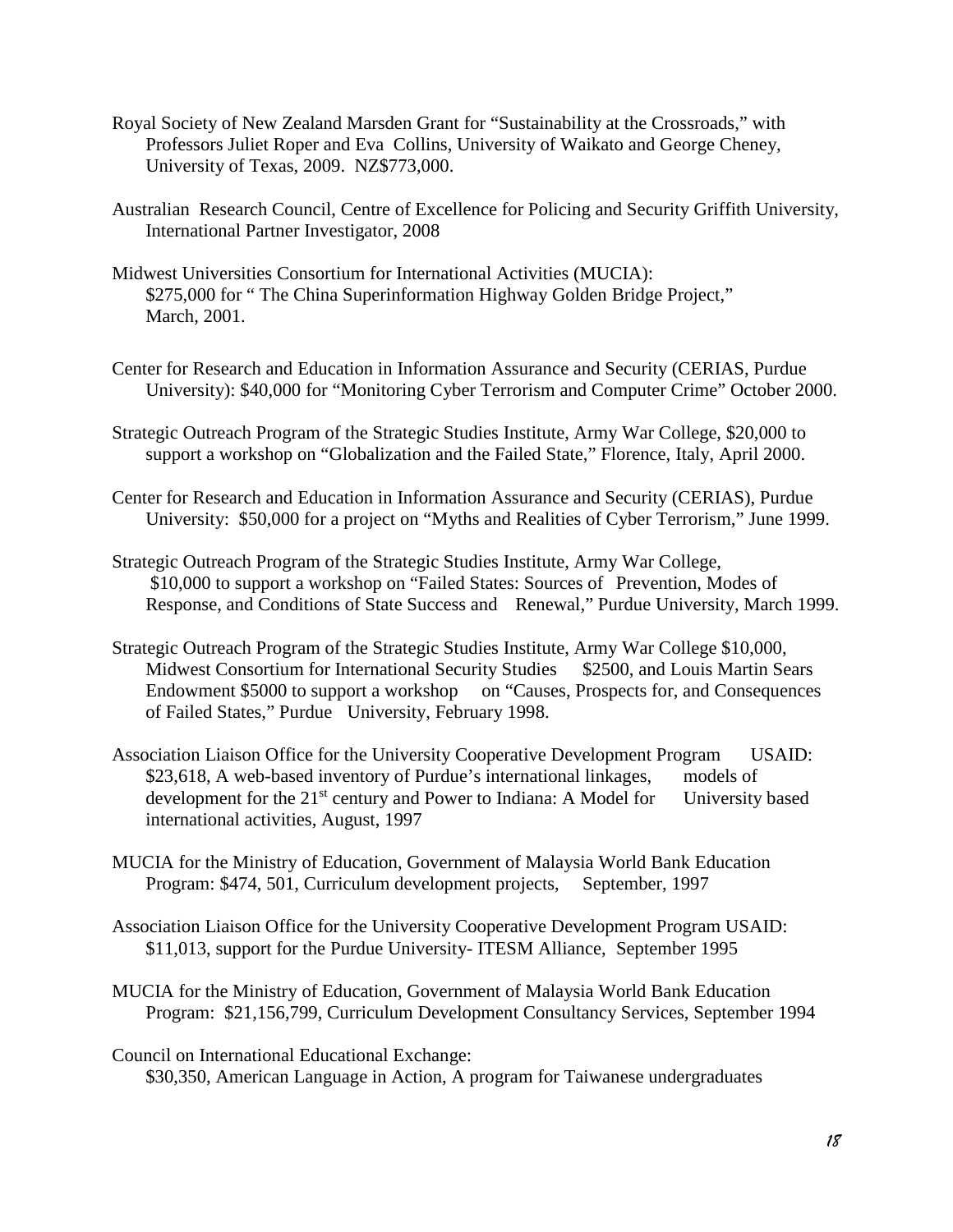Royal Society of New Zealand Marsden Grant for "Sustainability at the Crossroads," with Professors Juliet Roper and Eva Collins, University of Waikato and George Cheney, University of Texas, 2009. NZ$773,000.

Australian Research Council, Centre of Excellence for Policing and Security Griffith University, International Partner Investigator, 2008

Midwest Universities Consortium for International Activities (MUCIA): $275,000 for " The China Superinformation Highway Golden Bridge Project," March, 2001.

Center for Research and Education in Information Assurance and Security (CERIAS, Purdue University): $40,000 for "Monitoring Cyber Terrorism and Computer Crime" October 2000.

Strategic Outreach Program of the Strategic Studies Institute, Army War College, $20,000 to support a workshop on "Globalization and the Failed State," Florence, Italy, April 2000.

Center for Research and Education in Information Assurance and Security (CERIAS), Purdue University: $50,000 for a project on "Myths and Realities of Cyber Terrorism," June 1999.

Strategic Outreach Program of the Strategic Studies Institute, Army War College, $10,000 to support a workshop on "Failed States: Sources of Prevention, Modes of Response, and Conditions of State Success and Renewal," Purdue University, March 1999.

Strategic Outreach Program of the Strategic Studies Institute, Army War College $10,000, Midwest Consortium for International Security Studies $2500, and Louis Martin Sears Endowment $5000 to support a workshop on "Causes, Prospects for, and Consequences of Failed States," Purdue University, February 1998.

Association Liaison Office for the University Cooperative Development Program USAID: $23,618, A web-based inventory of Purdue's international linkages, models of development for the 21st century and Power to Indiana: A Model for University based international activities, August, 1997

MUCIA for the Ministry of Education, Government of Malaysia World Bank Education Program: $474, 501, Curriculum development projects, September, 1997

Association Liaison Office for the University Cooperative Development Program USAID: $11,013, support for the Purdue University- ITESM Alliance, September 1995

MUCIA for the Ministry of Education, Government of Malaysia World Bank Education Program: $21,156,799, Curriculum Development Consultancy Services, September 1994

Council on International Educational Exchange:
$30,350, American Language in Action, A program for Taiwanese undergraduates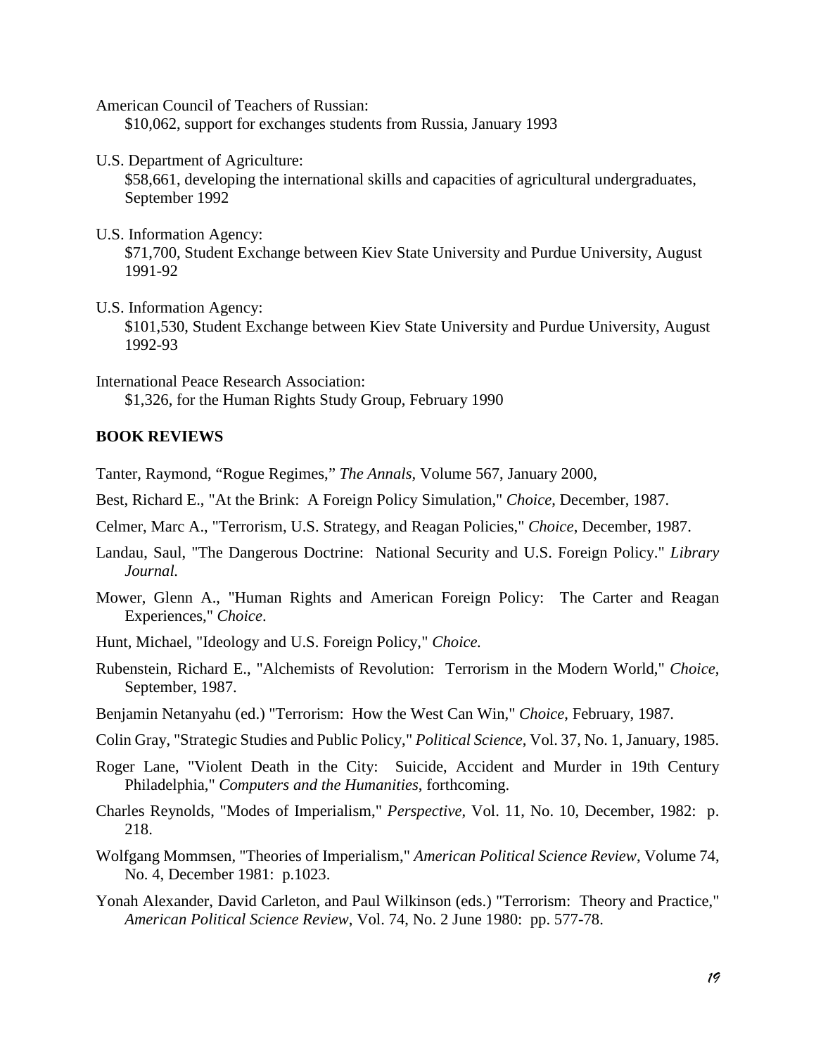American Council of Teachers of Russian:
$10,062, support for exchanges students from Russia, January 1993

U.S. Department of Agriculture:
$58,661, developing the international skills and capacities of agricultural undergraduates, September 1992

U.S. Information Agency:
$71,700, Student Exchange between Kiev State University and Purdue University, August 1991-92

U.S. Information Agency:
$101,530, Student Exchange between Kiev State University and Purdue University, August 1992-93

International Peace Research Association:
$1,326, for the Human Rights Study Group, February 1990

**BOOK REVIEWS**

Tanter, Raymond, "Rogue Regimes," *The Annals*, Volume 567, January 2000,

Best, Richard E., "At the Brink: A Foreign Policy Simulation," *Choice*, December, 1987.

Celmer, Marc A., "Terrorism, U.S. Strategy, and Reagan Policies," *Choice*, December, 1987.

Landau, Saul, "The Dangerous Doctrine: National Security and U.S. Foreign Policy." *Library Journal.*

Mower, Glenn A., "Human Rights and American Foreign Policy: The Carter and Reagan Experiences," *Choice*.

Hunt, Michael, "Ideology and U.S. Foreign Policy," *Choice.*

Rubenstein, Richard E., "Alchemists of Revolution: Terrorism in the Modern World," *Choice*, September, 1987.

Benjamin Netanyahu (ed.) "Terrorism: How the West Can Win," *Choice*, February, 1987.

Colin Gray, "Strategic Studies and Public Policy," *Political Science*, Vol. 37, No. 1, January, 1985.

Roger Lane, "Violent Death in the City: Suicide, Accident and Murder in 19th Century Philadelphia," *Computers and the Humanities*, forthcoming.

Charles Reynolds, "Modes of Imperialism," *Perspective*, Vol. 11, No. 10, December, 1982: p. 218.

Wolfgang Mommsen, "Theories of Imperialism," *American Political Science Review*, Volume 74, No. 4, December 1981: p.1023.

Yonah Alexander, David Carleton, and Paul Wilkinson (eds.) "Terrorism: Theory and Practice," *American Political Science Review*, Vol. 74, No. 2 June 1980: pp. 577-78.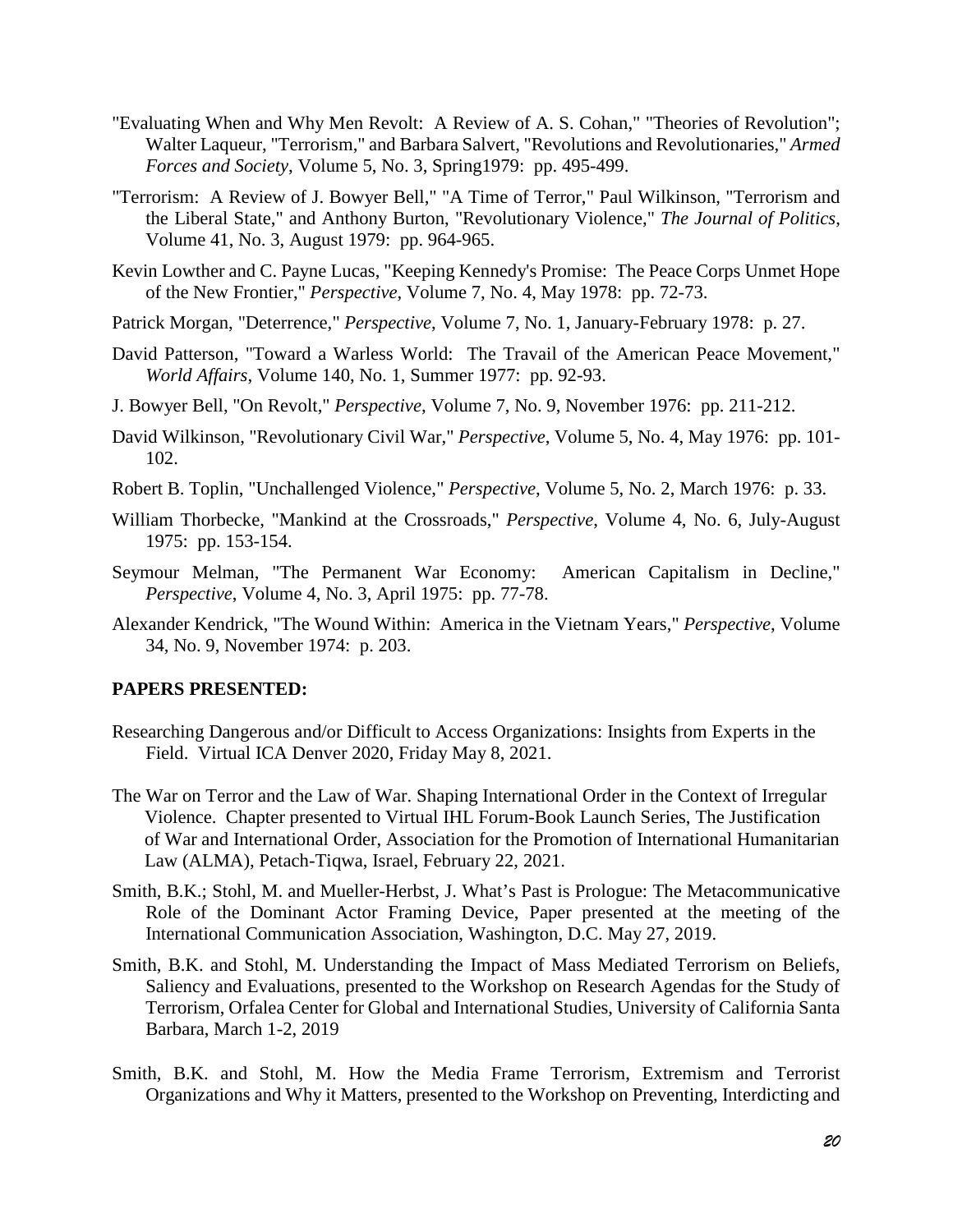"Evaluating When and Why Men Revolt: A Review of A. S. Cohan," "Theories of Revolution"; Walter Laqueur, "Terrorism," and Barbara Salvert, "Revolutions and Revolutionaries," *Armed Forces and Society*, Volume 5, No. 3, Spring1979: pp. 495-499.

"Terrorism: A Review of J. Bowyer Bell," "A Time of Terror," Paul Wilkinson, "Terrorism and the Liberal State," and Anthony Burton, "Revolutionary Violence," *The Journal of Politics*, Volume 41, No. 3, August 1979: pp. 964-965.

Kevin Lowther and C. Payne Lucas, "Keeping Kennedy's Promise: The Peace Corps Unmet Hope of the New Frontier," *Perspective*, Volume 7, No. 4, May 1978: pp. 72-73.

Patrick Morgan, "Deterrence," *Perspective*, Volume 7, No. 1, January-February 1978: p. 27.

David Patterson, "Toward a Warless World: The Travail of the American Peace Movement," *World Affairs*, Volume 140, No. 1, Summer 1977: pp. 92-93.

J. Bowyer Bell, "On Revolt," *Perspective*, Volume 7, No. 9, November 1976: pp. 211-212.

David Wilkinson, "Revolutionary Civil War," *Perspective*, Volume 5, No. 4, May 1976: pp. 101-102.

Robert B. Toplin, "Unchallenged Violence," *Perspective*, Volume 5, No. 2, March 1976: p. 33.

William Thorbecke, "Mankind at the Crossroads," *Perspective*, Volume 4, No. 6, July-August 1975: pp. 153-154.

Seymour Melman, "The Permanent War Economy: American Capitalism in Decline," *Perspective*, Volume 4, No. 3, April 1975: pp. 77-78.

Alexander Kendrick, "The Wound Within: America in the Vietnam Years," *Perspective*, Volume 34, No. 9, November 1974: p. 203.

**PAPERS PRESENTED:**

Researching Dangerous and/or Difficult to Access Organizations: Insights from Experts in the Field. Virtual ICA Denver 2020, Friday May 8, 2021.

The War on Terror and the Law of War. Shaping International Order in the Context of Irregular Violence. Chapter presented to Virtual IHL Forum-Book Launch Series, The Justification of War and International Order, Association for the Promotion of International Humanitarian Law (ALMA), Petach-Tiqwa, Israel, February 22, 2021.

Smith, B.K.; Stohl, M. and Mueller-Herbst, J. What's Past is Prologue: The Metacommunicative Role of the Dominant Actor Framing Device, Paper presented at the meeting of the International Communication Association, Washington, D.C. May 27, 2019.

Smith, B.K. and Stohl, M. Understanding the Impact of Mass Mediated Terrorism on Beliefs, Saliency and Evaluations, presented to the Workshop on Research Agendas for the Study of Terrorism, Orfalea Center for Global and International Studies, University of California Santa Barbara, March 1-2, 2019

Smith, B.K. and Stohl, M. How the Media Frame Terrorism, Extremism and Terrorist Organizations and Why it Matters, presented to the Workshop on Preventing, Interdicting and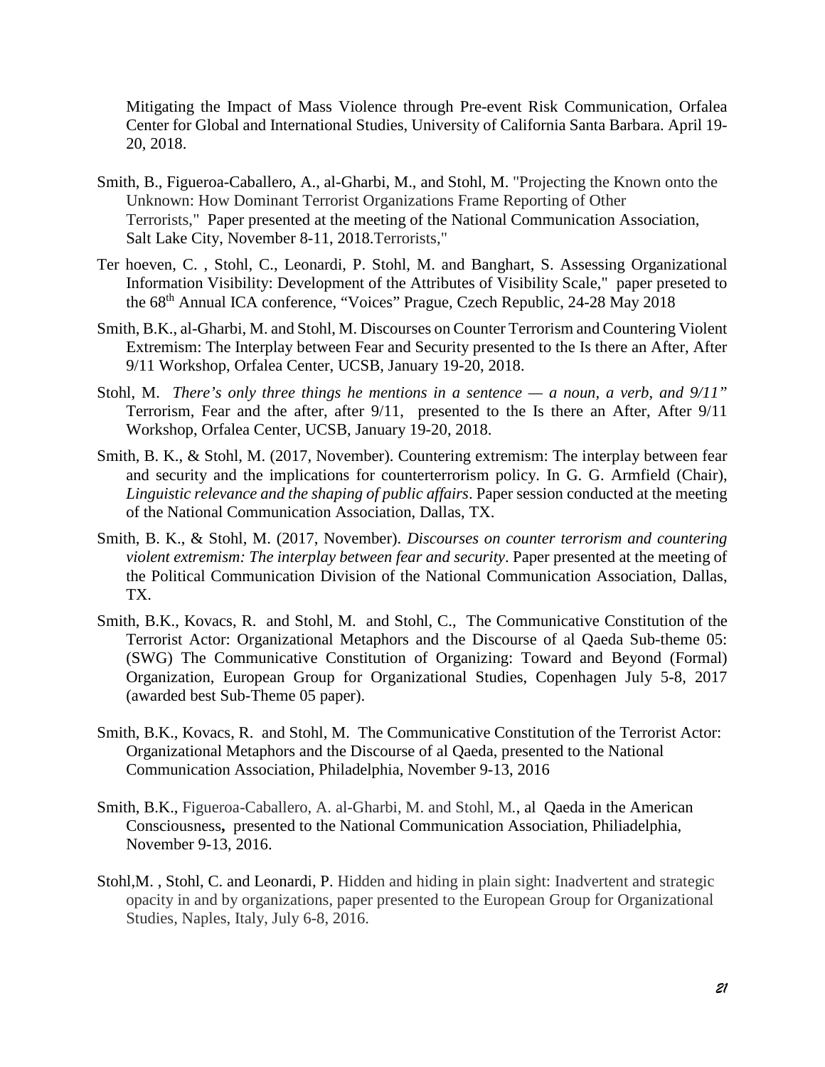Mitigating the Impact of Mass Violence through Pre-event Risk Communication, Orfalea Center for Global and International Studies, University of California Santa Barbara. April 19-20, 2018.

Smith, B., Figueroa-Caballero, A., al-Gharbi, M., and Stohl, M. "Projecting the Known onto the Unknown: How Dominant Terrorist Organizations Frame Reporting of Other Terrorists," Paper presented at the meeting of the National Communication Association, Salt Lake City, November 8-11, 2018.Terrorists,"

Ter hoeven, C. , Stohl, C., Leonardi, P. Stohl, M. and Banghart, S. Assessing Organizational Information Visibility: Development of the Attributes of Visibility Scale," paper preseted to the 68th Annual ICA conference, "Voices" Prague, Czech Republic, 24-28 May 2018

Smith, B.K., al-Gharbi, M. and Stohl, M. Discourses on Counter Terrorism and Countering Violent Extremism: The Interplay between Fear and Security presented to the Is there an After, After 9/11 Workshop, Orfalea Center, UCSB, January 19-20, 2018.

Stohl, M. *There's only three things he mentions in a sentence — a noun, a verb, and 9/11"* Terrorism, Fear and the after, after 9/11, presented to the Is there an After, After 9/11 Workshop, Orfalea Center, UCSB, January 19-20, 2018.

Smith, B. K., & Stohl, M. (2017, November). Countering extremism: The interplay between fear and security and the implications for counterterrorism policy. In G. G. Armfield (Chair), *Linguistic relevance and the shaping of public affairs*. Paper session conducted at the meeting of the National Communication Association, Dallas, TX.

Smith, B. K., & Stohl, M. (2017, November). *Discourses on counter terrorism and countering violent extremism: The interplay between fear and security*. Paper presented at the meeting of the Political Communication Division of the National Communication Association, Dallas, TX.

Smith, B.K., Kovacs, R. and Stohl, M. and Stohl, C., The Communicative Constitution of the Terrorist Actor: Organizational Metaphors and the Discourse of al Qaeda Sub-theme 05: (SWG) The Communicative Constitution of Organizing: Toward and Beyond (Formal) Organization, European Group for Organizational Studies, Copenhagen July 5-8, 2017 (awarded best Sub-Theme 05 paper).

Smith, B.K., Kovacs, R. and Stohl, M. The Communicative Constitution of the Terrorist Actor: Organizational Metaphors and the Discourse of al Qaeda, presented to the National Communication Association, Philadelphia, November 9-13, 2016

Smith, B.K., Figueroa-Caballero, A. al-Gharbi, M. and Stohl, M., al Qaeda in the American Consciousness**,** presented to the National Communication Association, Philiadelphia, November 9-13, 2016.

Stohl,M. , Stohl, C. and Leonardi, P. Hidden and hiding in plain sight: Inadvertent and strategic opacity in and by organizations, paper presented to the European Group for Organizational Studies, Naples, Italy, July 6-8, 2016.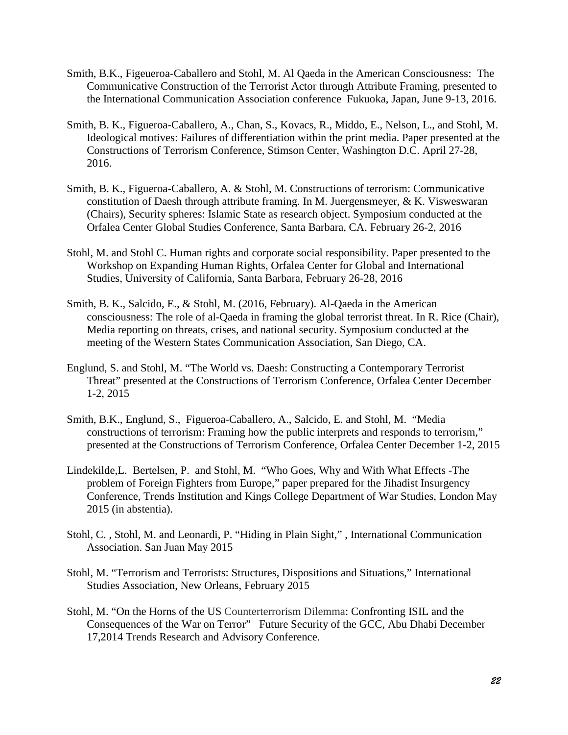Smith, B.K., Figeueroa-Caballero and Stohl, M. Al Qaeda in the American Consciousness: The Communicative Construction of the Terrorist Actor through Attribute Framing, presented to the International Communication Association conference Fukuoka, Japan, June 9-13, 2016.

Smith, B. K., Figueroa-Caballero, A., Chan, S., Kovacs, R., Middo, E., Nelson, L., and Stohl, M. Ideological motives: Failures of differentiation within the print media. Paper presented at the Constructions of Terrorism Conference, Stimson Center, Washington D.C. April 27-28, 2016.

Smith, B. K., Figueroa-Caballero, A. & Stohl, M. Constructions of terrorism: Communicative constitution of Daesh through attribute framing. In M. Juergensmeyer, & K. Visweswaran (Chairs), Security spheres: Islamic State as research object. Symposium conducted at the Orfalea Center Global Studies Conference, Santa Barbara, CA. February 26-2, 2016

Stohl, M. and Stohl C. Human rights and corporate social responsibility. Paper presented to the Workshop on Expanding Human Rights, Orfalea Center for Global and International Studies, University of California, Santa Barbara, February 26-28, 2016

Smith, B. K., Salcido, E., & Stohl, M. (2016, February). Al-Qaeda in the American consciousness: The role of al-Qaeda in framing the global terrorist threat. In R. Rice (Chair), Media reporting on threats, crises, and national security. Symposium conducted at the meeting of the Western States Communication Association, San Diego, CA.

Englund, S. and Stohl, M. "The World vs. Daesh: Constructing a Contemporary Terrorist Threat" presented at the Constructions of Terrorism Conference, Orfalea Center December 1-2, 2015

Smith, B.K., Englund, S., Figueroa-Caballero, A., Salcido, E. and Stohl, M. "Media constructions of terrorism: Framing how the public interprets and responds to terrorism," presented at the Constructions of Terrorism Conference, Orfalea Center December 1-2, 2015

Lindekilde,L. Bertelsen, P. and Stohl, M. "Who Goes, Why and With What Effects -The problem of Foreign Fighters from Europe," paper prepared for the Jihadist Insurgency Conference, Trends Institution and Kings College Department of War Studies, London May 2015 (in abstentia).

Stohl, C. , Stohl, M. and Leonardi, P. "Hiding in Plain Sight," , International Communication Association. San Juan May 2015

Stohl, M. "Terrorism and Terrorists: Structures, Dispositions and Situations," International Studies Association, New Orleans, February 2015

Stohl, M. "On the Horns of the US Counterterrorism Dilemma: Confronting ISIL and the Consequences of the War on Terror" Future Security of the GCC, Abu Dhabi December 17,2014 Trends Research and Advisory Conference.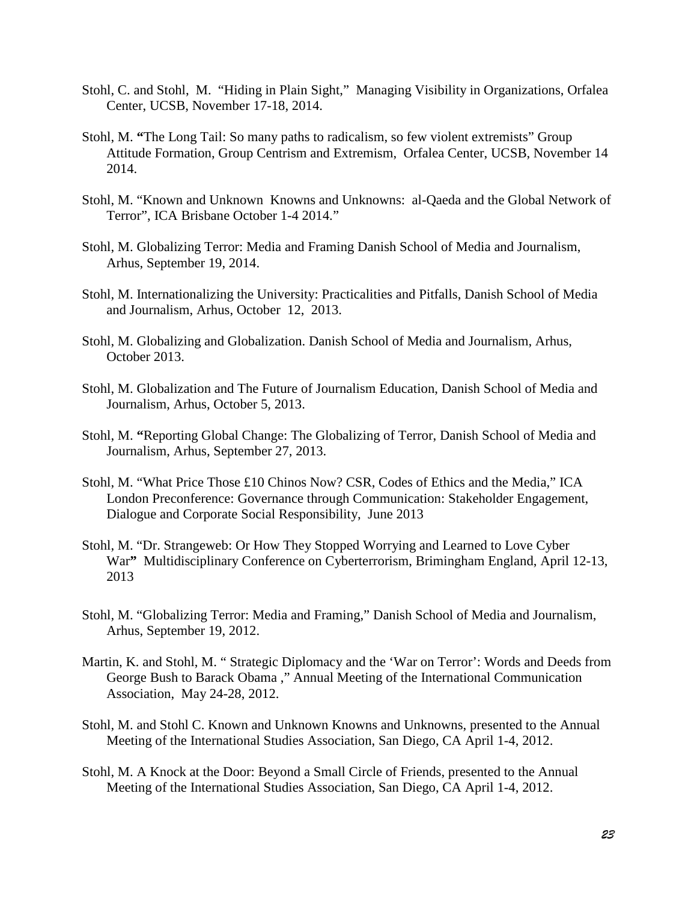Stohl, C. and Stohl, M. "Hiding in Plain Sight," Managing Visibility in Organizations, Orfalea Center, UCSB, November 17-18, 2014.

Stohl, M. **"**The Long Tail: So many paths to radicalism, so few violent extremists" Group Attitude Formation, Group Centrism and Extremism, Orfalea Center, UCSB, November 14 2014.

Stohl, M. "Known and Unknown Knowns and Unknowns: al-Qaeda and the Global Network of Terror", ICA Brisbane October 1-4 2014."

Stohl, M. Globalizing Terror: Media and Framing Danish School of Media and Journalism, Arhus, September 19, 2014.

Stohl, M. Internationalizing the University: Practicalities and Pitfalls, Danish School of Media and Journalism, Arhus, October 12, 2013.

Stohl, M. Globalizing and Globalization. Danish School of Media and Journalism, Arhus, October 2013.

Stohl, M. Globalization and The Future of Journalism Education, Danish School of Media and Journalism, Arhus, October 5, 2013.

Stohl, M. **"**Reporting Global Change: The Globalizing of Terror, Danish School of Media and Journalism, Arhus, September 27, 2013.

Stohl, M. "What Price Those £10 Chinos Now? CSR, Codes of Ethics and the Media," ICA London Preconference: Governance through Communication: Stakeholder Engagement, Dialogue and Corporate Social Responsibility, June 2013

Stohl, M. "Dr. Strangeweb: Or How They Stopped Worrying and Learned to Love Cyber War**"** Multidisciplinary Conference on Cyberterrorism, Brimingham England, April 12-13, 2013

Stohl, M. "Globalizing Terror: Media and Framing," Danish School of Media and Journalism, Arhus, September 19, 2012.

Martin, K. and Stohl, M. " Strategic Diplomacy and the 'War on Terror': Words and Deeds from George Bush to Barack Obama ," Annual Meeting of the International Communication Association, May 24-28, 2012.

Stohl, M. and Stohl C. Known and Unknown Knowns and Unknowns, presented to the Annual Meeting of the International Studies Association, San Diego, CA April 1-4, 2012.

Stohl, M. A Knock at the Door: Beyond a Small Circle of Friends, presented to the Annual Meeting of the International Studies Association, San Diego, CA April 1-4, 2012.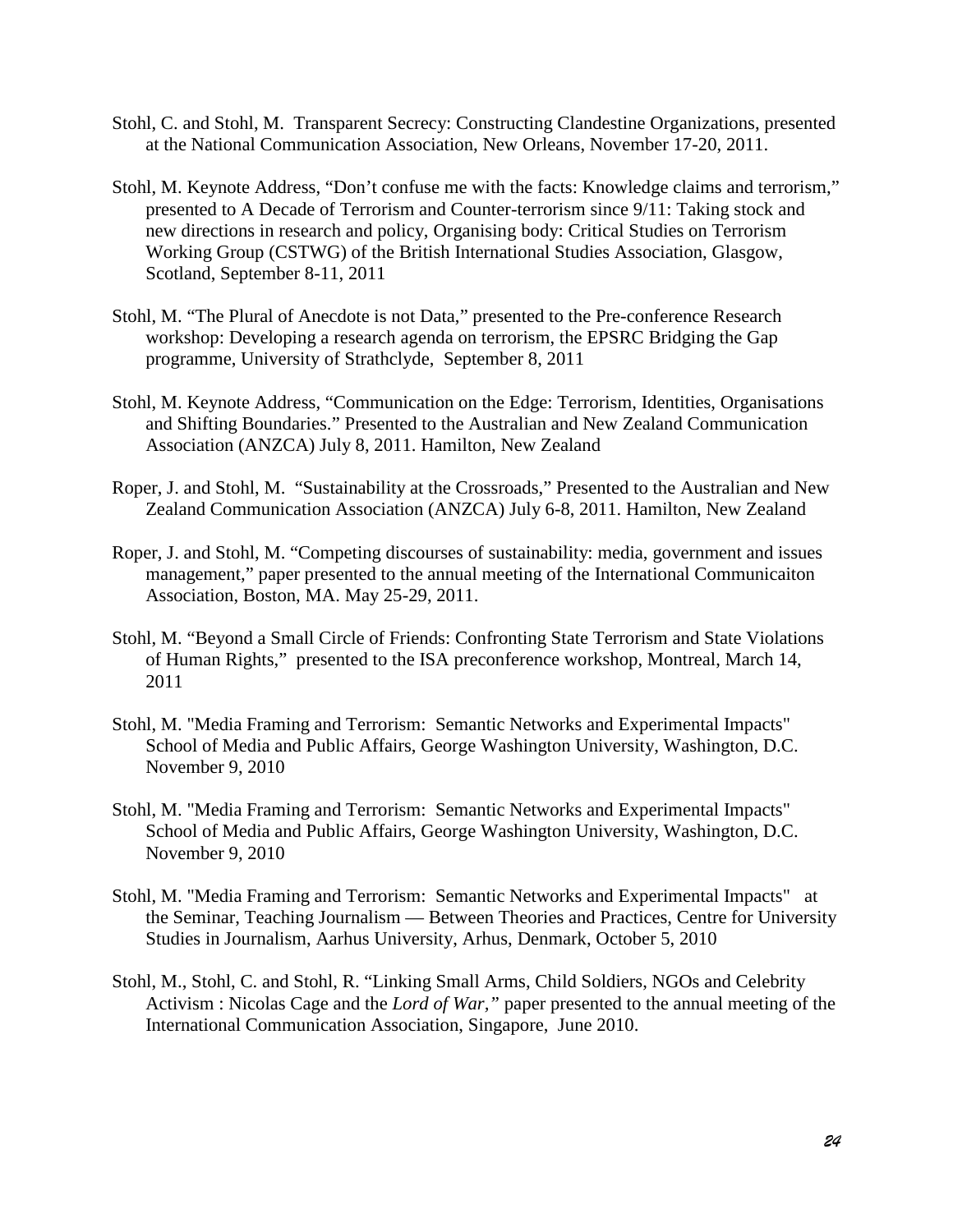Stohl, C. and Stohl, M. Transparent Secrecy: Constructing Clandestine Organizations, presented at the National Communication Association, New Orleans, November 17-20, 2011.

Stohl, M. Keynote Address, "Don't confuse me with the facts: Knowledge claims and terrorism," presented to A Decade of Terrorism and Counter-terrorism since 9/11: Taking stock and new directions in research and policy, Organising body: Critical Studies on Terrorism Working Group (CSTWG) of the British International Studies Association, Glasgow, Scotland, September 8-11, 2011

Stohl, M. "The Plural of Anecdote is not Data," presented to the Pre-conference Research workshop: Developing a research agenda on terrorism, the EPSRC Bridging the Gap programme, University of Strathclyde, September 8, 2011

Stohl, M. Keynote Address, "Communication on the Edge: Terrorism, Identities, Organisations and Shifting Boundaries." Presented to the Australian and New Zealand Communication Association (ANZCA) July 8, 2011. Hamilton, New Zealand

Roper, J. and Stohl, M. "Sustainability at the Crossroads," Presented to the Australian and New Zealand Communication Association (ANZCA) July 6-8, 2011. Hamilton, New Zealand

Roper, J. and Stohl, M. "Competing discourses of sustainability: media, government and issues management," paper presented to the annual meeting of the International Communicaiton Association, Boston, MA. May 25-29, 2011.

Stohl, M. "Beyond a Small Circle of Friends: Confronting State Terrorism and State Violations of Human Rights," presented to the ISA preconference workshop, Montreal, March 14, 2011

Stohl, M. "Media Framing and Terrorism: Semantic Networks and Experimental Impacts" School of Media and Public Affairs, George Washington University, Washington, D.C. November 9, 2010

Stohl, M. "Media Framing and Terrorism: Semantic Networks and Experimental Impacts" School of Media and Public Affairs, George Washington University, Washington, D.C. November 9, 2010

Stohl, M. "Media Framing and Terrorism: Semantic Networks and Experimental Impacts" at the Seminar, Teaching Journalism — Between Theories and Practices, Centre for University Studies in Journalism, Aarhus University, Arhus, Denmark, October 5, 2010

Stohl, M., Stohl, C. and Stohl, R. "Linking Small Arms, Child Soldiers, NGOs and Celebrity Activism : Nicolas Cage and the *Lord of War,"* paper presented to the annual meeting of the International Communication Association, Singapore, June 2010.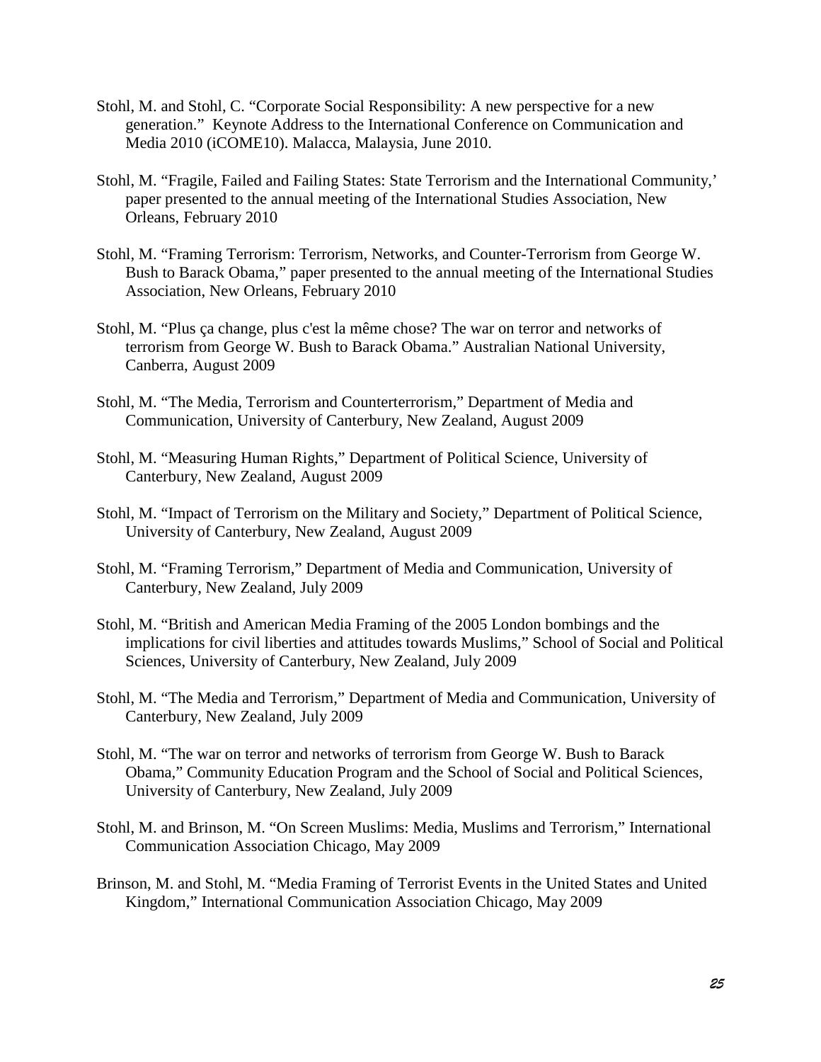Stohl, M. and Stohl, C. "Corporate Social Responsibility: A new perspective for a new generation." Keynote Address to the International Conference on Communication and Media 2010 (iCOME10). Malacca, Malaysia, June 2010.

Stohl, M. "Fragile, Failed and Failing States: State Terrorism and the International Community,' paper presented to the annual meeting of the International Studies Association, New Orleans, February 2010

Stohl, M. "Framing Terrorism: Terrorism, Networks, and Counter-Terrorism from George W. Bush to Barack Obama," paper presented to the annual meeting of the International Studies Association, New Orleans, February 2010

Stohl, M. "Plus ça change, plus c'est la même chose? The war on terror and networks of terrorism from George W. Bush to Barack Obama." Australian National University, Canberra, August 2009

Stohl, M. "The Media, Terrorism and Counterterrorism," Department of Media and Communication, University of Canterbury, New Zealand, August 2009

Stohl, M. "Measuring Human Rights," Department of Political Science, University of Canterbury, New Zealand, August 2009

Stohl, M. "Impact of Terrorism on the Military and Society," Department of Political Science, University of Canterbury, New Zealand, August 2009

Stohl, M. "Framing Terrorism," Department of Media and Communication, University of Canterbury, New Zealand, July 2009

Stohl, M. "British and American Media Framing of the 2005 London bombings and the implications for civil liberties and attitudes towards Muslims," School of Social and Political Sciences, University of Canterbury, New Zealand, July 2009

Stohl, M. "The Media and Terrorism," Department of Media and Communication, University of Canterbury, New Zealand, July 2009

Stohl, M. "The war on terror and networks of terrorism from George W. Bush to Barack Obama," Community Education Program and the School of Social and Political Sciences, University of Canterbury, New Zealand, July 2009

Stohl, M. and Brinson, M. "On Screen Muslims: Media, Muslims and Terrorism," International Communication Association Chicago, May 2009

Brinson, M. and Stohl, M. "Media Framing of Terrorist Events in the United States and United Kingdom," International Communication Association Chicago, May 2009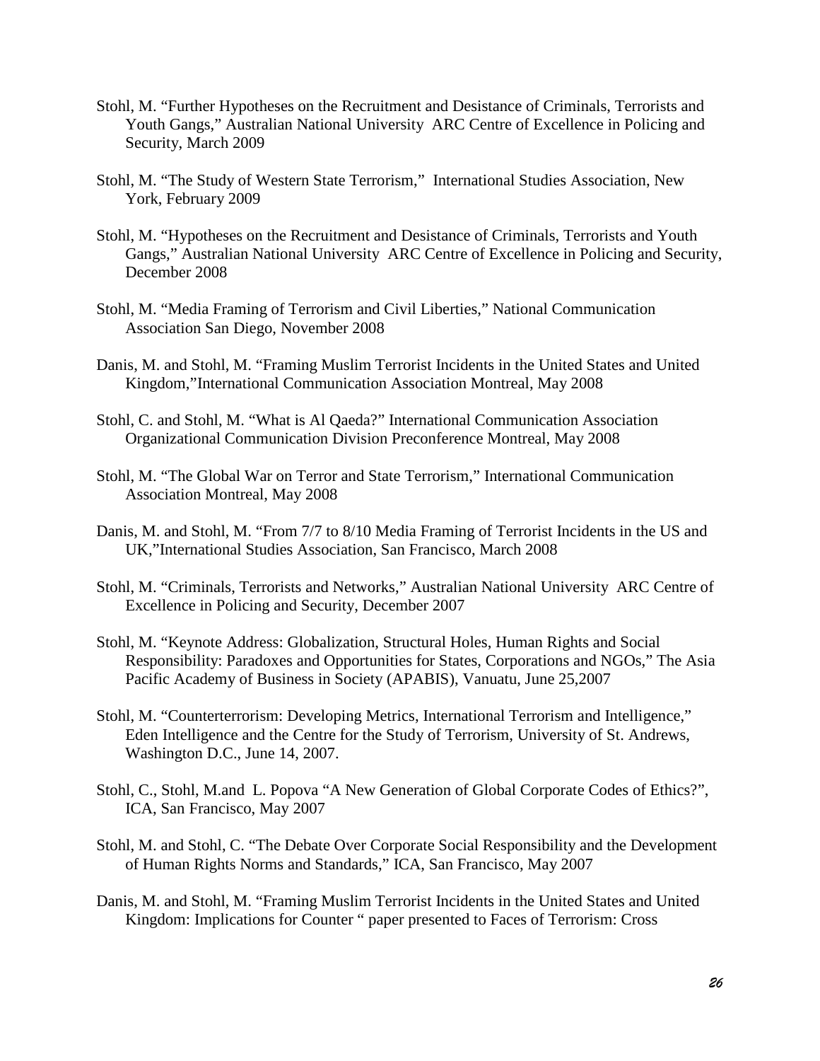Stohl, M. “Further Hypotheses on the Recruitment and Desistance of Criminals, Terrorists and Youth Gangs,” Australian National University ARC Centre of Excellence in Policing and Security, March 2009

Stohl, M. “The Study of Western State Terrorism,” International Studies Association, New York, February 2009

Stohl, M. “Hypotheses on the Recruitment and Desistance of Criminals, Terrorists and Youth Gangs,” Australian National University ARC Centre of Excellence in Policing and Security, December 2008

Stohl, M. “Media Framing of Terrorism and Civil Liberties,” National Communication Association San Diego, November 2008

Danis, M. and Stohl, M. “Framing Muslim Terrorist Incidents in the United States and United Kingdom,”International Communication Association Montreal, May 2008

Stohl, C. and Stohl, M. “What is Al Qaeda?” International Communication Association Organizational Communication Division Preconference Montreal, May 2008

Stohl, M. “The Global War on Terror and State Terrorism,” International Communication Association Montreal, May 2008

Danis, M. and Stohl, M. “From 7/7 to 8/10 Media Framing of Terrorist Incidents in the US and UK,”International Studies Association, San Francisco, March 2008

Stohl, M. “Criminals, Terrorists and Networks,” Australian National University ARC Centre of Excellence in Policing and Security, December 2007

Stohl, M. “Keynote Address: Globalization, Structural Holes, Human Rights and Social Responsibility: Paradoxes and Opportunities for States, Corporations and NGOs,” The Asia Pacific Academy of Business in Society (APABIS), Vanuatu, June 25,2007

Stohl, M. “Counterterrorism: Developing Metrics, International Terrorism and Intelligence,” Eden Intelligence and the Centre for the Study of Terrorism, University of St. Andrews, Washington D.C., June 14, 2007.

Stohl, C., Stohl, M.and L. Popova “A New Generation of Global Corporate Codes of Ethics?”, ICA, San Francisco, May 2007

Stohl, M. and Stohl, C. “The Debate Over Corporate Social Responsibility and the Development of Human Rights Norms and Standards,” ICA, San Francisco, May 2007

Danis, M. and Stohl, M. “Framing Muslim Terrorist Incidents in the United States and United Kingdom: Implications for Counter “ paper presented to Faces of Terrorism: Cross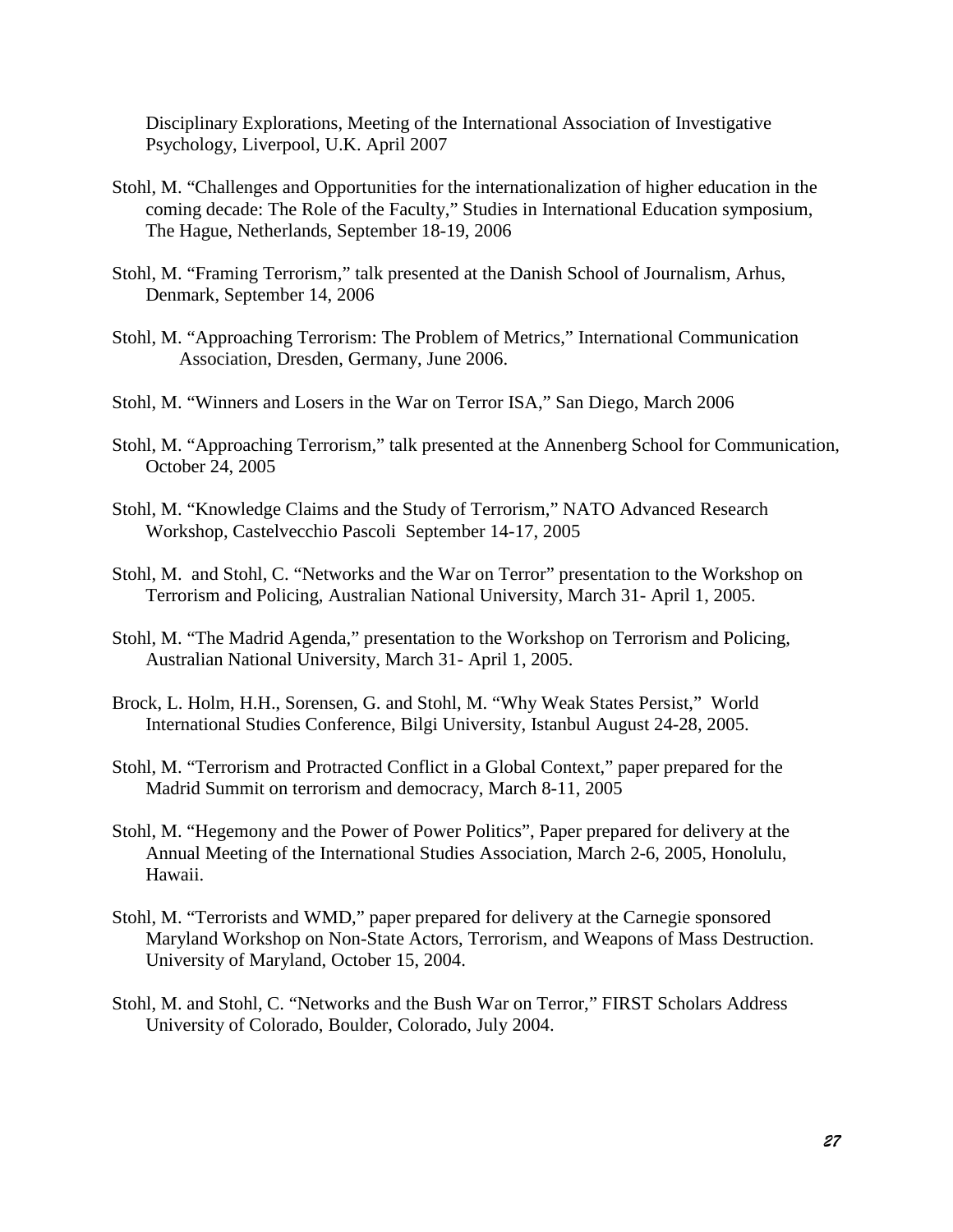Disciplinary Explorations, Meeting of the International Association of Investigative Psychology, Liverpool, U.K. April 2007

Stohl, M. "Challenges and Opportunities for the internationalization of higher education in the coming decade: The Role of the Faculty," Studies in International Education symposium, The Hague, Netherlands, September 18-19, 2006

Stohl, M. "Framing Terrorism," talk presented at the Danish School of Journalism, Arhus, Denmark, September 14, 2006

Stohl, M. "Approaching Terrorism: The Problem of Metrics," International Communication Association, Dresden, Germany, June 2006.

Stohl, M. "Winners and Losers in the War on Terror ISA," San Diego, March 2006

Stohl, M. "Approaching Terrorism," talk presented at the Annenberg School for Communication, October 24, 2005

Stohl, M. "Knowledge Claims and the Study of Terrorism," NATO Advanced Research Workshop, Castelvecchio Pascoli September 14-17, 2005

Stohl, M. and Stohl, C. "Networks and the War on Terror" presentation to the Workshop on Terrorism and Policing, Australian National University, March 31- April 1, 2005.

Stohl, M. "The Madrid Agenda," presentation to the Workshop on Terrorism and Policing, Australian National University, March 31- April 1, 2005.

Brock, L. Holm, H.H., Sorensen, G. and Stohl, M. "Why Weak States Persist," World International Studies Conference, Bilgi University, Istanbul August 24-28, 2005.

Stohl, M. "Terrorism and Protracted Conflict in a Global Context," paper prepared for the Madrid Summit on terrorism and democracy, March 8-11, 2005

Stohl, M. "Hegemony and the Power of Power Politics", Paper prepared for delivery at the Annual Meeting of the International Studies Association, March 2-6, 2005, Honolulu, Hawaii.

Stohl, M. "Terrorists and WMD," paper prepared for delivery at the Carnegie sponsored Maryland Workshop on Non-State Actors, Terrorism, and Weapons of Mass Destruction. University of Maryland, October 15, 2004.

Stohl, M. and Stohl, C. "Networks and the Bush War on Terror," FIRST Scholars Address University of Colorado, Boulder, Colorado, July 2004.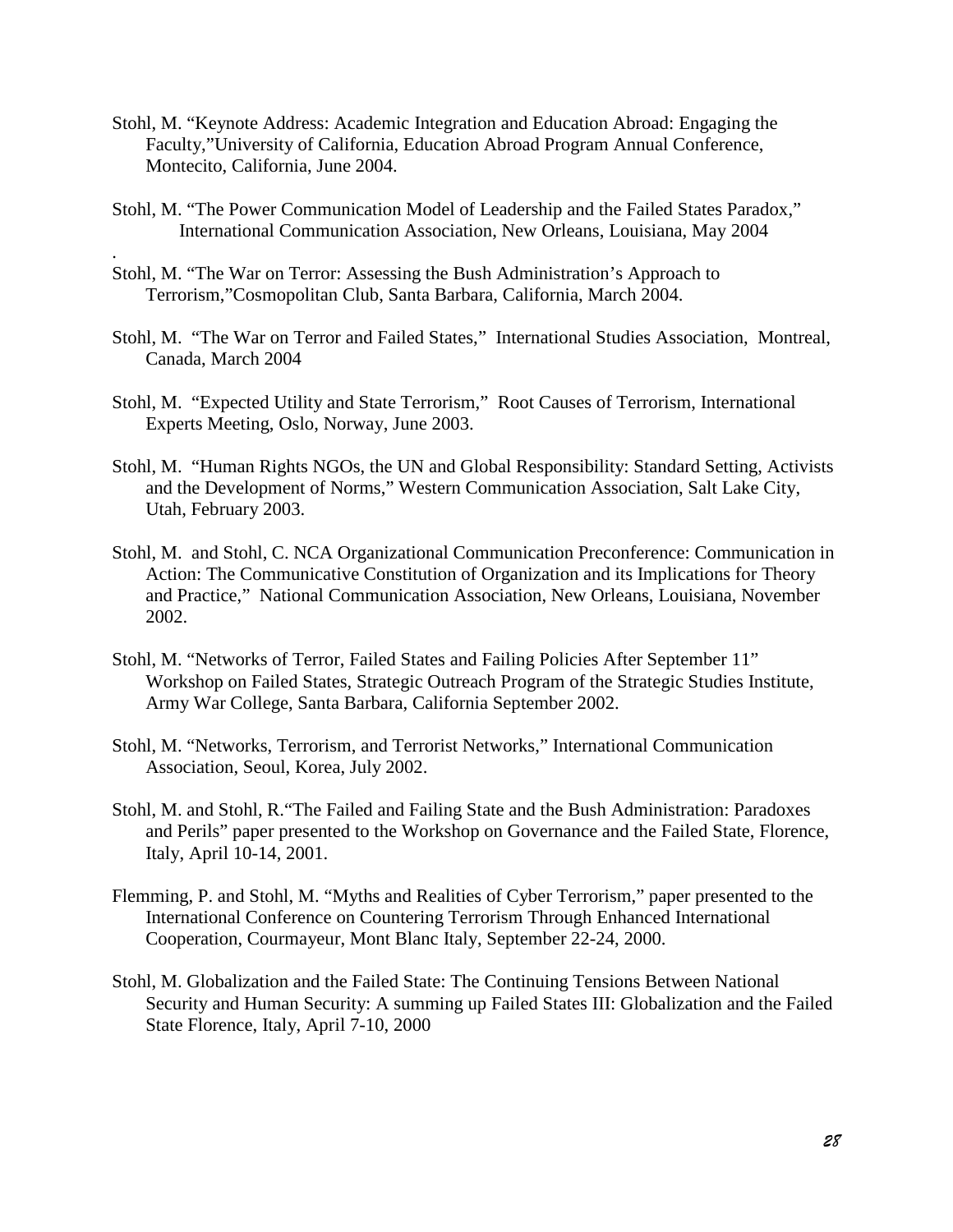Stohl, M. "Keynote Address: Academic Integration and Education Abroad: Engaging the Faculty,"University of California, Education Abroad Program Annual Conference, Montecito, California, June 2004.

Stohl, M. "The Power Communication Model of Leadership and the Failed States Paradox," International Communication Association, New Orleans, Louisiana, May 2004
.

Stohl, M. "The War on Terror: Assessing the Bush Administration's Approach to Terrorism,"Cosmopolitan Club, Santa Barbara, California, March 2004.

Stohl, M. "The War on Terror and Failed States," International Studies Association, Montreal, Canada, March 2004

Stohl, M. "Expected Utility and State Terrorism," Root Causes of Terrorism, International Experts Meeting, Oslo, Norway, June 2003.

Stohl, M. "Human Rights NGOs, the UN and Global Responsibility: Standard Setting, Activists and the Development of Norms," Western Communication Association, Salt Lake City, Utah, February 2003.

Stohl, M. and Stohl, C. NCA Organizational Communication Preconference: Communication in Action: The Communicative Constitution of Organization and its Implications for Theory and Practice," National Communication Association, New Orleans, Louisiana, November 2002.

Stohl, M. "Networks of Terror, Failed States and Failing Policies After September 11" Workshop on Failed States, Strategic Outreach Program of the Strategic Studies Institute, Army War College, Santa Barbara, California September 2002.

Stohl, M. "Networks, Terrorism, and Terrorist Networks," International Communication Association, Seoul, Korea, July 2002.

Stohl, M. and Stohl, R."The Failed and Failing State and the Bush Administration: Paradoxes and Perils" paper presented to the Workshop on Governance and the Failed State, Florence, Italy, April 10-14, 2001.

Flemming, P. and Stohl, M. "Myths and Realities of Cyber Terrorism," paper presented to the International Conference on Countering Terrorism Through Enhanced International Cooperation, Courmayeur, Mont Blanc Italy, September 22-24, 2000.

Stohl, M. Globalization and the Failed State: The Continuing Tensions Between National Security and Human Security: A summing up Failed States III: Globalization and the Failed State Florence, Italy, April 7-10, 2000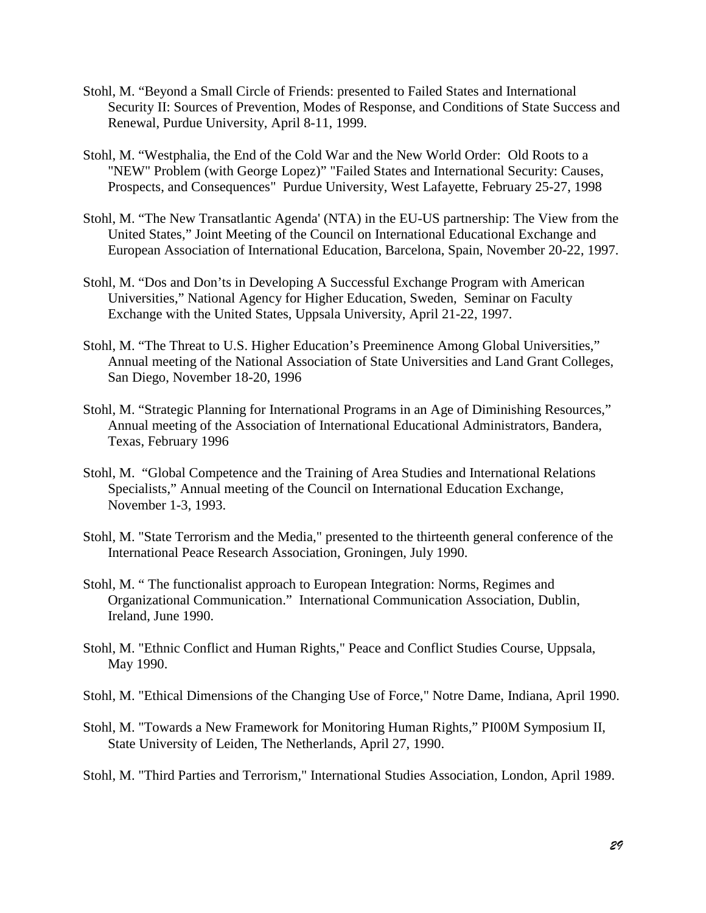Stohl, M. “Beyond a Small Circle of Friends: presented to Failed States and International Security II: Sources of Prevention, Modes of Response, and Conditions of State Success and Renewal, Purdue University, April 8-11, 1999.

Stohl, M. “Westphalia, the End of the Cold War and the New World Order: Old Roots to a "NEW" Problem (with George Lopez)” "Failed States and International Security: Causes, Prospects, and Consequences" Purdue University, West Lafayette, February 25-27, 1998

Stohl, M. “The New Transatlantic Agenda' (NTA) in the EU-US partnership: The View from the United States,” Joint Meeting of the Council on International Educational Exchange and European Association of International Education, Barcelona, Spain, November 20-22, 1997.

Stohl, M. “Dos and Don’ts in Developing A Successful Exchange Program with American Universities,” National Agency for Higher Education, Sweden, Seminar on Faculty Exchange with the United States, Uppsala University, April 21-22, 1997.

Stohl, M. “The Threat to U.S. Higher Education’s Preeminence Among Global Universities,” Annual meeting of the National Association of State Universities and Land Grant Colleges, San Diego, November 18-20, 1996

Stohl, M. “Strategic Planning for International Programs in an Age of Diminishing Resources,” Annual meeting of the Association of International Educational Administrators, Bandera, Texas, February 1996

Stohl, M. “Global Competence and the Training of Area Studies and International Relations Specialists,” Annual meeting of the Council on International Education Exchange, November 1-3, 1993.

Stohl, M. "State Terrorism and the Media," presented to the thirteenth general conference of the International Peace Research Association, Groningen, July 1990.

Stohl, M. “ The functionalist approach to European Integration: Norms, Regimes and Organizational Communication.” International Communication Association, Dublin, Ireland, June 1990.

Stohl, M. "Ethnic Conflict and Human Rights," Peace and Conflict Studies Course, Uppsala, May 1990.

Stohl, M. "Ethical Dimensions of the Changing Use of Force," Notre Dame, Indiana, April 1990.

Stohl, M. "Towards a New Framework for Monitoring Human Rights,” PI00M Symposium II, State University of Leiden, The Netherlands, April 27, 1990.

Stohl, M. "Third Parties and Terrorism," International Studies Association, London, April 1989.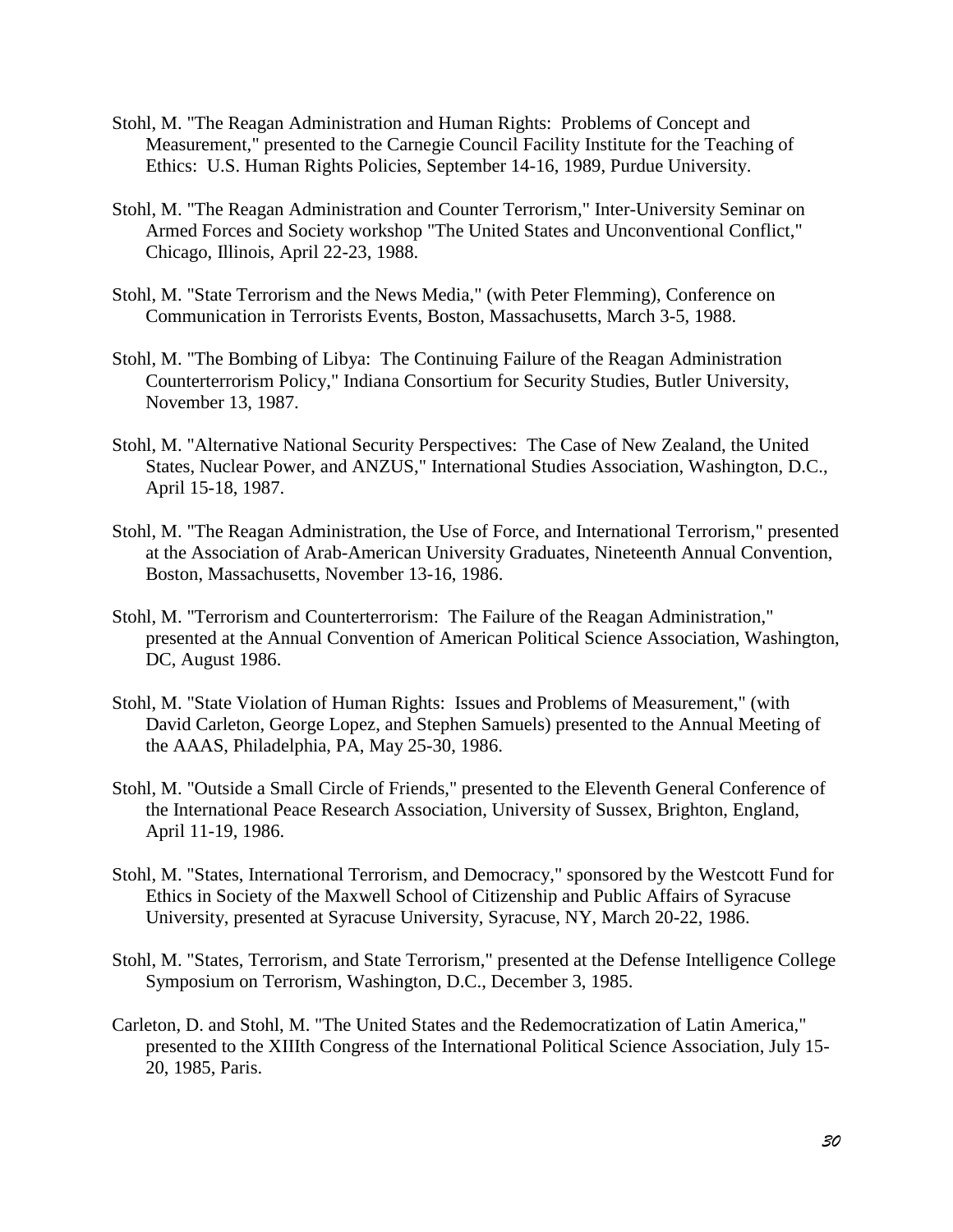Stohl, M. "The Reagan Administration and Human Rights: Problems of Concept and Measurement," presented to the Carnegie Council Facility Institute for the Teaching of Ethics: U.S. Human Rights Policies, September 14-16, 1989, Purdue University.

Stohl, M. "The Reagan Administration and Counter Terrorism," Inter-University Seminar on Armed Forces and Society workshop "The United States and Unconventional Conflict," Chicago, Illinois, April 22-23, 1988.

Stohl, M. "State Terrorism and the News Media," (with Peter Flemming), Conference on Communication in Terrorists Events, Boston, Massachusetts, March 3-5, 1988.

Stohl, M. "The Bombing of Libya: The Continuing Failure of the Reagan Administration Counterterrorism Policy," Indiana Consortium for Security Studies, Butler University, November 13, 1987.

Stohl, M. "Alternative National Security Perspectives: The Case of New Zealand, the United States, Nuclear Power, and ANZUS," International Studies Association, Washington, D.C., April 15-18, 1987.

Stohl, M. "The Reagan Administration, the Use of Force, and International Terrorism," presented at the Association of Arab-American University Graduates, Nineteenth Annual Convention, Boston, Massachusetts, November 13-16, 1986.

Stohl, M. "Terrorism and Counterterrorism: The Failure of the Reagan Administration," presented at the Annual Convention of American Political Science Association, Washington, DC, August 1986.

Stohl, M. "State Violation of Human Rights: Issues and Problems of Measurement," (with David Carleton, George Lopez, and Stephen Samuels) presented to the Annual Meeting of the AAAS, Philadelphia, PA, May 25-30, 1986.

Stohl, M. "Outside a Small Circle of Friends," presented to the Eleventh General Conference of the International Peace Research Association, University of Sussex, Brighton, England, April 11-19, 1986.

Stohl, M. "States, International Terrorism, and Democracy," sponsored by the Westcott Fund for Ethics in Society of the Maxwell School of Citizenship and Public Affairs of Syracuse University, presented at Syracuse University, Syracuse, NY, March 20-22, 1986.

Stohl, M. "States, Terrorism, and State Terrorism," presented at the Defense Intelligence College Symposium on Terrorism, Washington, D.C., December 3, 1985.

Carleton, D. and Stohl, M. "The United States and the Redemocratization of Latin America," presented to the XIIIth Congress of the International Political Science Association, July 15-20, 1985, Paris.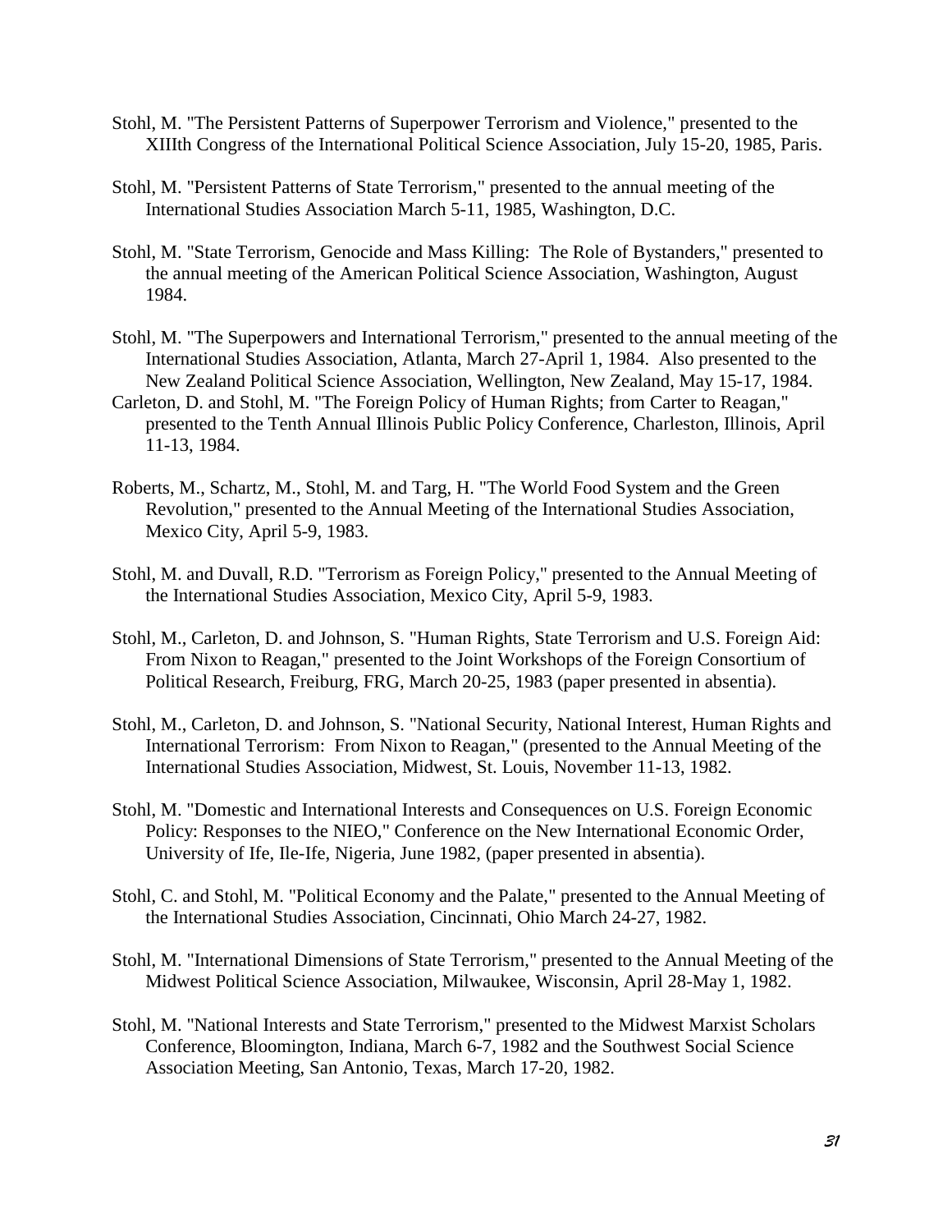Stohl, M. "The Persistent Patterns of Superpower Terrorism and Violence," presented to the XIIIth Congress of the International Political Science Association, July 15-20, 1985, Paris.

Stohl, M. "Persistent Patterns of State Terrorism," presented to the annual meeting of the International Studies Association March 5-11, 1985, Washington, D.C.

Stohl, M. "State Terrorism, Genocide and Mass Killing: The Role of Bystanders," presented to the annual meeting of the American Political Science Association, Washington, August 1984.

Stohl, M. "The Superpowers and International Terrorism," presented to the annual meeting of the International Studies Association, Atlanta, March 27-April 1, 1984. Also presented to the New Zealand Political Science Association, Wellington, New Zealand, May 15-17, 1984.

Carleton, D. and Stohl, M. "The Foreign Policy of Human Rights; from Carter to Reagan," presented to the Tenth Annual Illinois Public Policy Conference, Charleston, Illinois, April 11-13, 1984.

Roberts, M., Schartz, M., Stohl, M. and Targ, H. "The World Food System and the Green Revolution," presented to the Annual Meeting of the International Studies Association, Mexico City, April 5-9, 1983.

Stohl, M. and Duvall, R.D. "Terrorism as Foreign Policy," presented to the Annual Meeting of the International Studies Association, Mexico City, April 5-9, 1983.

Stohl, M., Carleton, D. and Johnson, S. "Human Rights, State Terrorism and U.S. Foreign Aid: From Nixon to Reagan," presented to the Joint Workshops of the Foreign Consortium of Political Research, Freiburg, FRG, March 20-25, 1983 (paper presented in absentia).

Stohl, M., Carleton, D. and Johnson, S. "National Security, National Interest, Human Rights and International Terrorism: From Nixon to Reagan," (presented to the Annual Meeting of the International Studies Association, Midwest, St. Louis, November 11-13, 1982.

Stohl, M. "Domestic and International Interests and Consequences on U.S. Foreign Economic Policy: Responses to the NIEO," Conference on the New International Economic Order, University of Ife, Ile-Ife, Nigeria, June 1982, (paper presented in absentia).

Stohl, C. and Stohl, M. "Political Economy and the Palate," presented to the Annual Meeting of the International Studies Association, Cincinnati, Ohio March 24-27, 1982.

Stohl, M. "International Dimensions of State Terrorism," presented to the Annual Meeting of the Midwest Political Science Association, Milwaukee, Wisconsin, April 28-May 1, 1982.

Stohl, M. "National Interests and State Terrorism," presented to the Midwest Marxist Scholars Conference, Bloomington, Indiana, March 6-7, 1982 and the Southwest Social Science Association Meeting, San Antonio, Texas, March 17-20, 1982.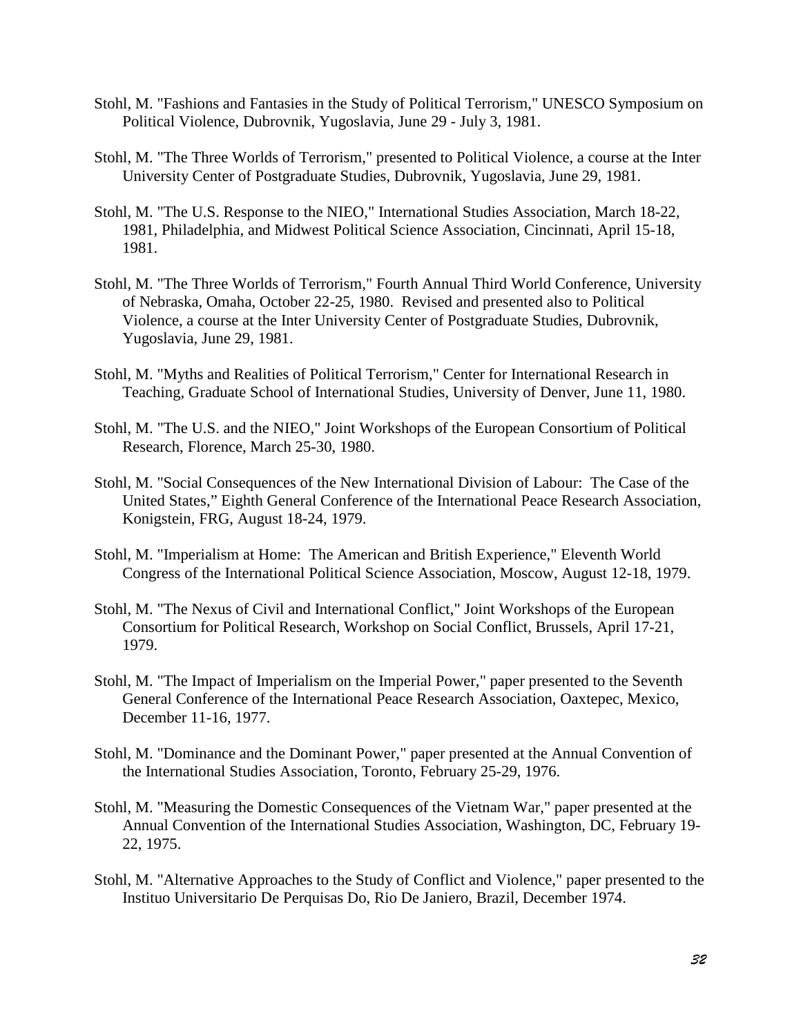Stohl, M. "Fashions and Fantasies in the Study of Political Terrorism," UNESCO Symposium on Political Violence, Dubrovnik, Yugoslavia, June 29 - July 3, 1981.

Stohl, M. "The Three Worlds of Terrorism," presented to Political Violence, a course at the Inter University Center of Postgraduate Studies, Dubrovnik, Yugoslavia, June 29, 1981.

Stohl, M. "The U.S. Response to the NIEO," International Studies Association, March 18-22, 1981, Philadelphia, and Midwest Political Science Association, Cincinnati, April 15-18, 1981.

Stohl, M. "The Three Worlds of Terrorism," Fourth Annual Third World Conference, University of Nebraska, Omaha, October 22-25, 1980. Revised and presented also to Political Violence, a course at the Inter University Center of Postgraduate Studies, Dubrovnik, Yugoslavia, June 29, 1981.

Stohl, M. "Myths and Realities of Political Terrorism," Center for International Research in Teaching, Graduate School of International Studies, University of Denver, June 11, 1980.

Stohl, M. "The U.S. and the NIEO," Joint Workshops of the European Consortium of Political Research, Florence, March 25-30, 1980.

Stohl, M. "Social Consequences of the New International Division of Labour: The Case of the United States," Eighth General Conference of the International Peace Research Association, Konigstein, FRG, August 18-24, 1979.

Stohl, M. "Imperialism at Home: The American and British Experience," Eleventh World Congress of the International Political Science Association, Moscow, August 12-18, 1979.

Stohl, M. "The Nexus of Civil and International Conflict," Joint Workshops of the European Consortium for Political Research, Workshop on Social Conflict, Brussels, April 17-21, 1979.

Stohl, M. "The Impact of Imperialism on the Imperial Power," paper presented to the Seventh General Conference of the International Peace Research Association, Oaxtepec, Mexico, December 11-16, 1977.

Stohl, M. "Dominance and the Dominant Power," paper presented at the Annual Convention of the International Studies Association, Toronto, February 25-29, 1976.

Stohl, M. "Measuring the Domestic Consequences of the Vietnam War," paper presented at the Annual Convention of the International Studies Association, Washington, DC, February 19-22, 1975.

Stohl, M. "Alternative Approaches to the Study of Conflict and Violence," paper presented to the Instituo Universitario De Perquisas Do, Rio De Janiero, Brazil, December 1974.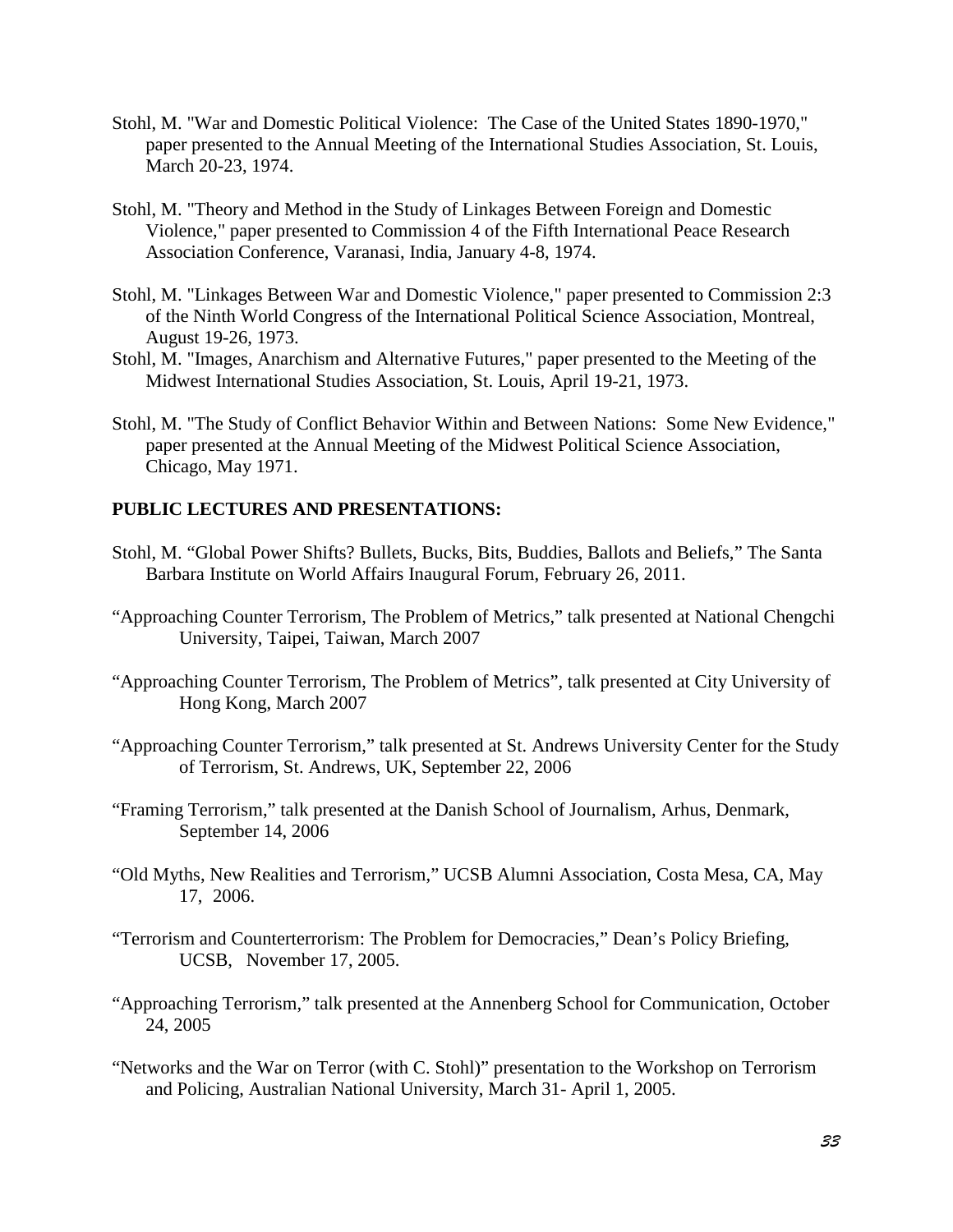Stohl, M. "War and Domestic Political Violence: The Case of the United States 1890-1970," paper presented to the Annual Meeting of the International Studies Association, St. Louis, March 20-23, 1974.

Stohl, M. "Theory and Method in the Study of Linkages Between Foreign and Domestic Violence," paper presented to Commission 4 of the Fifth International Peace Research Association Conference, Varanasi, India, January 4-8, 1974.

Stohl, M. "Linkages Between War and Domestic Violence," paper presented to Commission 2:3 of the Ninth World Congress of the International Political Science Association, Montreal, August 19-26, 1973.

Stohl, M. "Images, Anarchism and Alternative Futures," paper presented to the Meeting of the Midwest International Studies Association, St. Louis, April 19-21, 1973.

Stohl, M. "The Study of Conflict Behavior Within and Between Nations: Some New Evidence," paper presented at the Annual Meeting of the Midwest Political Science Association, Chicago, May 1971.

**PUBLIC LECTURES AND PRESENTATIONS:**

Stohl, M. "Global Power Shifts? Bullets, Bucks, Bits, Buddies, Ballots and Beliefs," The Santa Barbara Institute on World Affairs Inaugural Forum, February 26, 2011.

"Approaching Counter Terrorism, The Problem of Metrics," talk presented at National Chengchi University, Taipei, Taiwan, March 2007

"Approaching Counter Terrorism, The Problem of Metrics", talk presented at City University of Hong Kong, March 2007

"Approaching Counter Terrorism," talk presented at St. Andrews University Center for the Study of Terrorism, St. Andrews, UK, September 22, 2006

"Framing Terrorism," talk presented at the Danish School of Journalism, Arhus, Denmark, September 14, 2006

"Old Myths, New Realities and Terrorism," UCSB Alumni Association, Costa Mesa, CA, May 17, 2006.

"Terrorism and Counterterrorism: The Problem for Democracies," Dean's Policy Briefing, UCSB, November 17, 2005.

"Approaching Terrorism," talk presented at the Annenberg School for Communication, October 24, 2005

"Networks and the War on Terror (with C. Stohl)" presentation to the Workshop on Terrorism and Policing, Australian National University, March 31- April 1, 2005.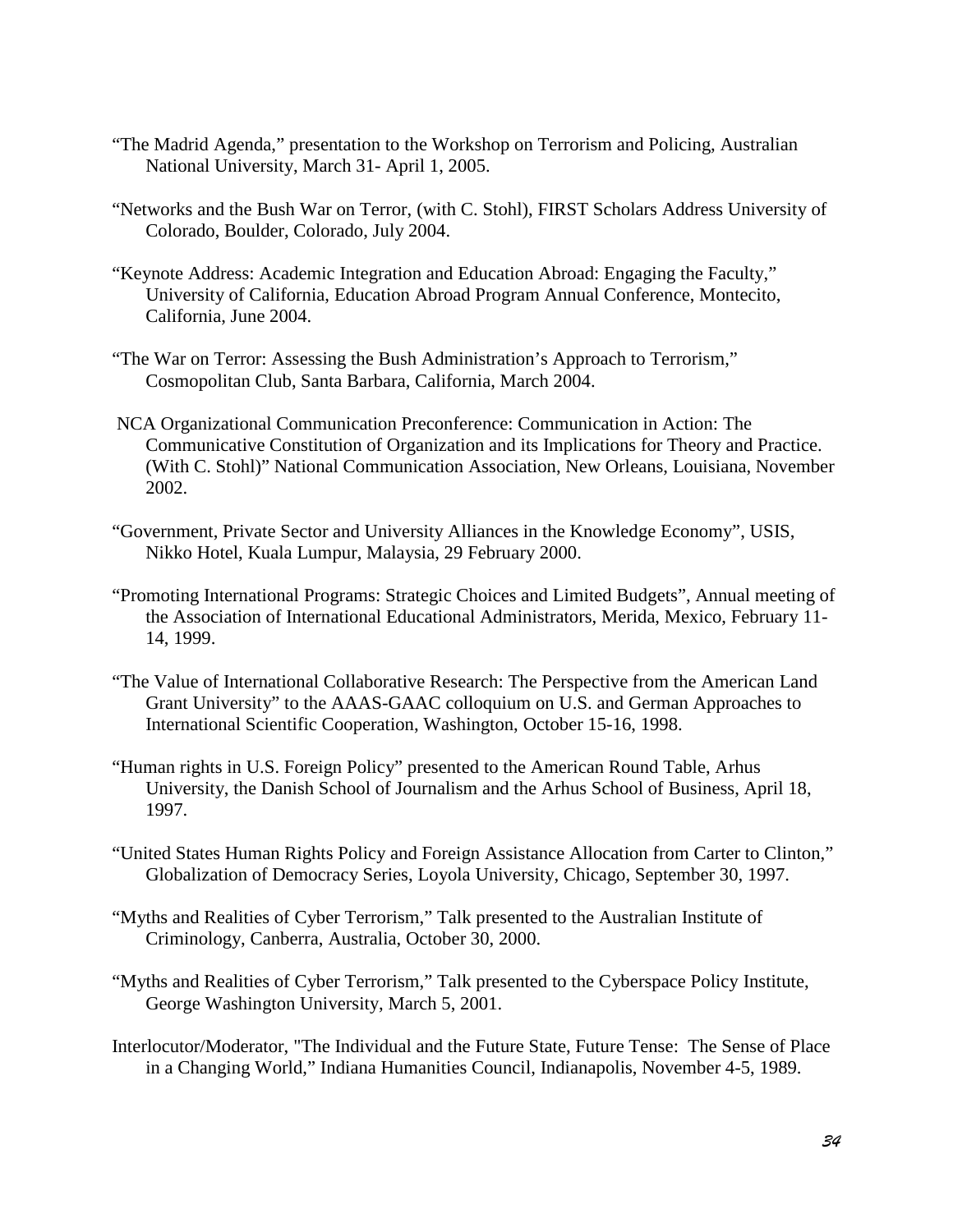"The Madrid Agenda," presentation to the Workshop on Terrorism and Policing, Australian National University, March 31- April 1, 2005.

"Networks and the Bush War on Terror, (with C. Stohl), FIRST Scholars Address University of Colorado, Boulder, Colorado, July 2004.

"Keynote Address: Academic Integration and Education Abroad: Engaging the Faculty," University of California, Education Abroad Program Annual Conference, Montecito, California, June 2004.

"The War on Terror: Assessing the Bush Administration's Approach to Terrorism," Cosmopolitan Club, Santa Barbara, California, March 2004.

NCA Organizational Communication Preconference: Communication in Action: The Communicative Constitution of Organization and its Implications for Theory and Practice. (With C. Stohl)" National Communication Association, New Orleans, Louisiana, November 2002.

"Government, Private Sector and University Alliances in the Knowledge Economy", USIS, Nikko Hotel, Kuala Lumpur, Malaysia, 29 February 2000.

"Promoting International Programs: Strategic Choices and Limited Budgets", Annual meeting of the Association of International Educational Administrators, Merida, Mexico, February 11-14, 1999.

"The Value of International Collaborative Research: The Perspective from the American Land Grant University" to the AAAS-GAAC colloquium on U.S. and German Approaches to International Scientific Cooperation, Washington, October 15-16, 1998.

"Human rights in U.S. Foreign Policy" presented to the American Round Table, Arhus University, the Danish School of Journalism and the Arhus School of Business, April 18, 1997.

"United States Human Rights Policy and Foreign Assistance Allocation from Carter to Clinton," Globalization of Democracy Series, Loyola University, Chicago, September 30, 1997.

"Myths and Realities of Cyber Terrorism," Talk presented to the Australian Institute of Criminology, Canberra, Australia, October 30, 2000.

"Myths and Realities of Cyber Terrorism," Talk presented to the Cyberspace Policy Institute, George Washington University, March 5, 2001.

Interlocutor/Moderator, "The Individual and the Future State, Future Tense: The Sense of Place in a Changing World," Indiana Humanities Council, Indianapolis, November 4-5, 1989.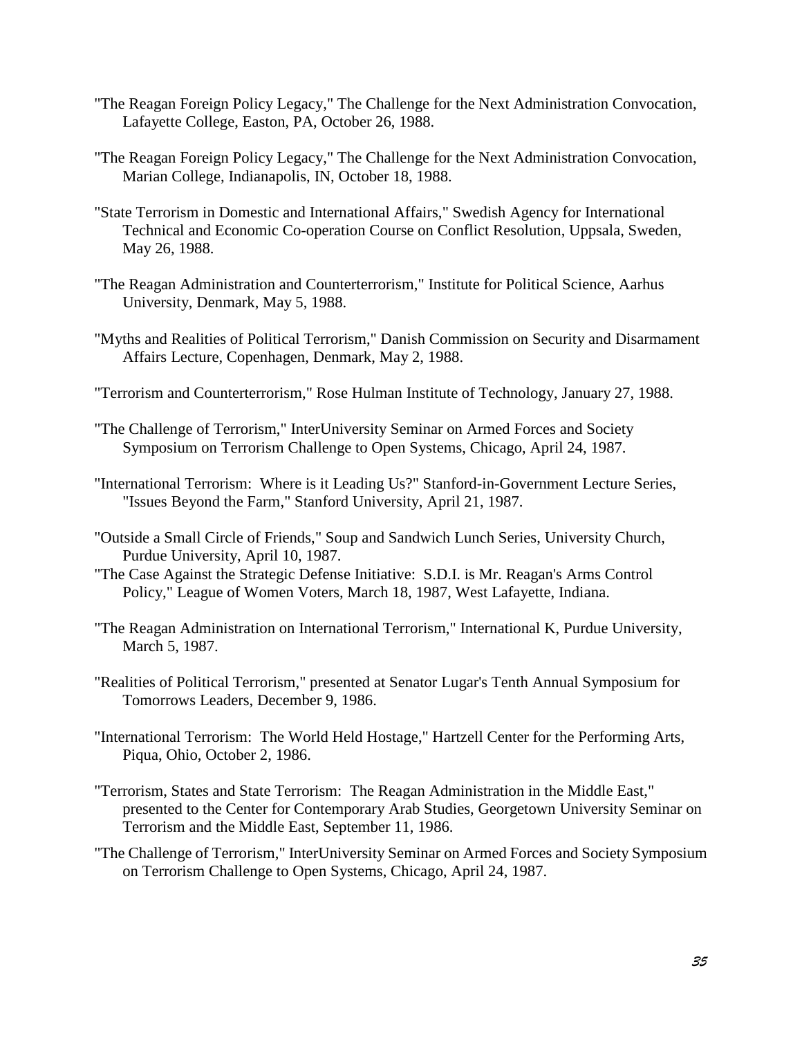"The Reagan Foreign Policy Legacy," The Challenge for the Next Administration Convocation, Lafayette College, Easton, PA, October 26, 1988.

"The Reagan Foreign Policy Legacy," The Challenge for the Next Administration Convocation, Marian College, Indianapolis, IN, October 18, 1988.

"State Terrorism in Domestic and International Affairs," Swedish Agency for International Technical and Economic Co-operation Course on Conflict Resolution, Uppsala, Sweden, May 26, 1988.

"The Reagan Administration and Counterterrorism," Institute for Political Science, Aarhus University, Denmark, May 5, 1988.

"Myths and Realities of Political Terrorism," Danish Commission on Security and Disarmament Affairs Lecture, Copenhagen, Denmark, May 2, 1988.

"Terrorism and Counterterrorism," Rose Hulman Institute of Technology, January 27, 1988.

"The Challenge of Terrorism," InterUniversity Seminar on Armed Forces and Society Symposium on Terrorism Challenge to Open Systems, Chicago, April 24, 1987.

"International Terrorism: Where is it Leading Us?" Stanford-in-Government Lecture Series, "Issues Beyond the Farm," Stanford University, April 21, 1987.

"Outside a Small Circle of Friends," Soup and Sandwich Lunch Series, University Church, Purdue University, April 10, 1987.

"The Case Against the Strategic Defense Initiative: S.D.I. is Mr. Reagan's Arms Control Policy," League of Women Voters, March 18, 1987, West Lafayette, Indiana.

"The Reagan Administration on International Terrorism," International K, Purdue University, March 5, 1987.

"Realities of Political Terrorism," presented at Senator Lugar's Tenth Annual Symposium for Tomorrows Leaders, December 9, 1986.

"International Terrorism: The World Held Hostage," Hartzell Center for the Performing Arts, Piqua, Ohio, October 2, 1986.

"Terrorism, States and State Terrorism: The Reagan Administration in the Middle East," presented to the Center for Contemporary Arab Studies, Georgetown University Seminar on Terrorism and the Middle East, September 11, 1986.

"The Challenge of Terrorism," InterUniversity Seminar on Armed Forces and Society Symposium on Terrorism Challenge to Open Systems, Chicago, April 24, 1987.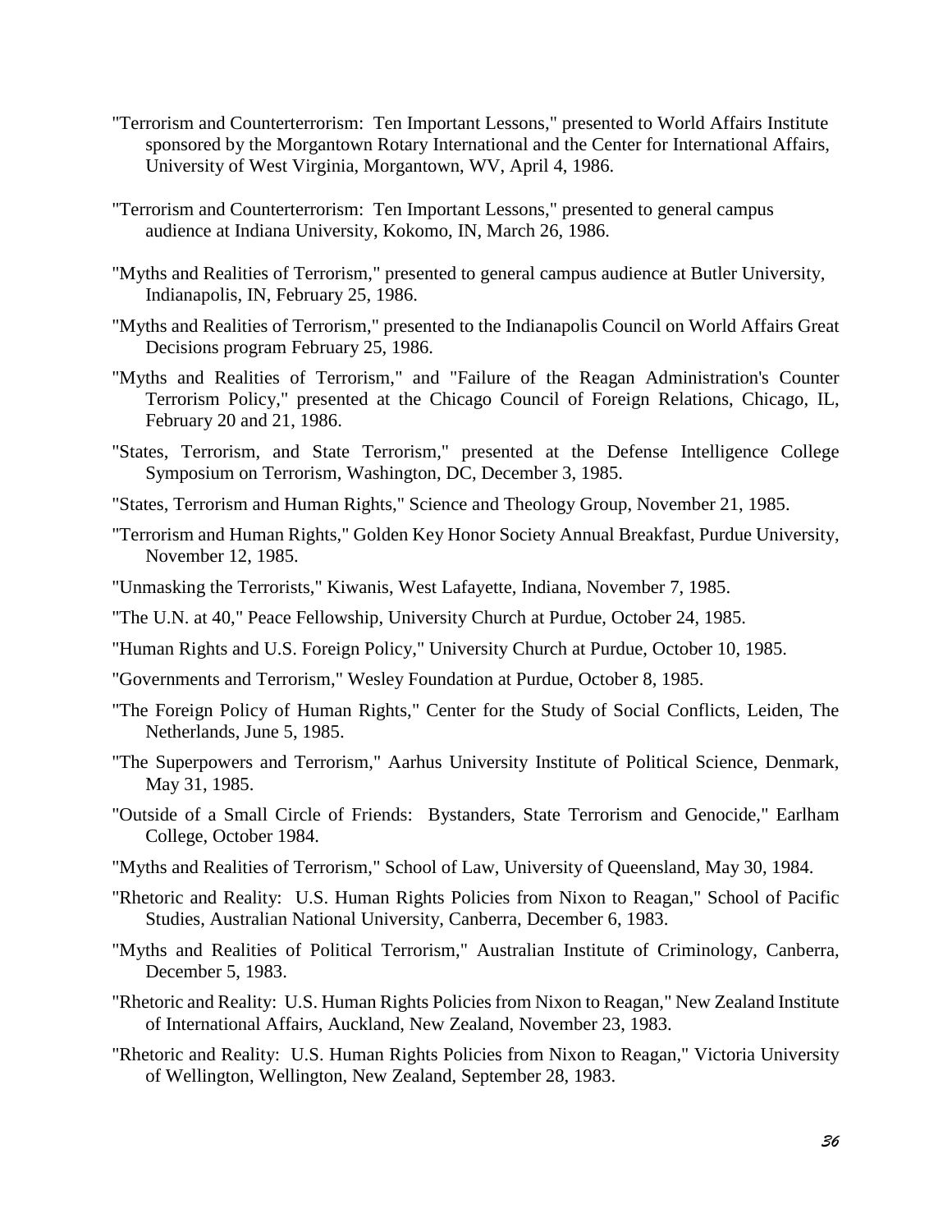"Terrorism and Counterterrorism: Ten Important Lessons," presented to World Affairs Institute sponsored by the Morgantown Rotary International and the Center for International Affairs, University of West Virginia, Morgantown, WV, April 4, 1986.

"Terrorism and Counterterrorism: Ten Important Lessons," presented to general campus audience at Indiana University, Kokomo, IN, March 26, 1986.

"Myths and Realities of Terrorism," presented to general campus audience at Butler University, Indianapolis, IN, February 25, 1986.

"Myths and Realities of Terrorism," presented to the Indianapolis Council on World Affairs Great Decisions program February 25, 1986.

"Myths and Realities of Terrorism," and "Failure of the Reagan Administration's Counter Terrorism Policy," presented at the Chicago Council of Foreign Relations, Chicago, IL, February 20 and 21, 1986.

"States, Terrorism, and State Terrorism," presented at the Defense Intelligence College Symposium on Terrorism, Washington, DC, December 3, 1985.

"States, Terrorism and Human Rights," Science and Theology Group, November 21, 1985.

"Terrorism and Human Rights," Golden Key Honor Society Annual Breakfast, Purdue University, November 12, 1985.

"Unmasking the Terrorists," Kiwanis, West Lafayette, Indiana, November 7, 1985.

"The U.N. at 40," Peace Fellowship, University Church at Purdue, October 24, 1985.

"Human Rights and U.S. Foreign Policy," University Church at Purdue, October 10, 1985.

"Governments and Terrorism," Wesley Foundation at Purdue, October 8, 1985.

"The Foreign Policy of Human Rights," Center for the Study of Social Conflicts, Leiden, The Netherlands, June 5, 1985.

"The Superpowers and Terrorism," Aarhus University Institute of Political Science, Denmark, May 31, 1985.

"Outside of a Small Circle of Friends: Bystanders, State Terrorism and Genocide," Earlham College, October 1984.

"Myths and Realities of Terrorism," School of Law, University of Queensland, May 30, 1984.

"Rhetoric and Reality: U.S. Human Rights Policies from Nixon to Reagan," School of Pacific Studies, Australian National University, Canberra, December 6, 1983.

"Myths and Realities of Political Terrorism," Australian Institute of Criminology, Canberra, December 5, 1983.

"Rhetoric and Reality: U.S. Human Rights Policies from Nixon to Reagan," New Zealand Institute of International Affairs, Auckland, New Zealand, November 23, 1983.

"Rhetoric and Reality: U.S. Human Rights Policies from Nixon to Reagan," Victoria University of Wellington, Wellington, New Zealand, September 28, 1983.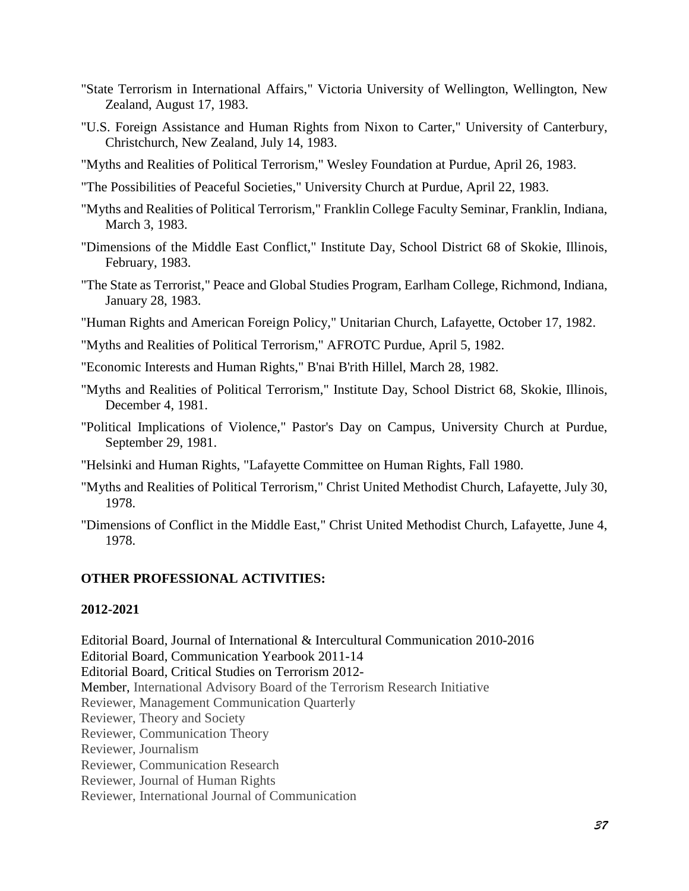"State Terrorism in International Affairs," Victoria University of Wellington, Wellington, New Zealand, August 17, 1983.

"U.S. Foreign Assistance and Human Rights from Nixon to Carter," University of Canterbury, Christchurch, New Zealand, July 14, 1983.

"Myths and Realities of Political Terrorism," Wesley Foundation at Purdue, April 26, 1983.

"The Possibilities of Peaceful Societies," University Church at Purdue, April 22, 1983.

"Myths and Realities of Political Terrorism," Franklin College Faculty Seminar, Franklin, Indiana, March 3, 1983.

"Dimensions of the Middle East Conflict," Institute Day, School District 68 of Skokie, Illinois, February, 1983.

"The State as Terrorist," Peace and Global Studies Program, Earlham College, Richmond, Indiana, January 28, 1983.

"Human Rights and American Foreign Policy," Unitarian Church, Lafayette, October 17, 1982.

"Myths and Realities of Political Terrorism," AFROTC Purdue, April 5, 1982.

"Economic Interests and Human Rights," B'nai B'rith Hillel, March 28, 1982.

"Myths and Realities of Political Terrorism," Institute Day, School District 68, Skokie, Illinois, December 4, 1981.

"Political Implications of Violence," Pastor's Day on Campus, University Church at Purdue, September 29, 1981.

"Helsinki and Human Rights, "Lafayette Committee on Human Rights, Fall 1980.

"Myths and Realities of Political Terrorism," Christ United Methodist Church, Lafayette, July 30, 1978.

"Dimensions of Conflict in the Middle East," Christ United Methodist Church, Lafayette, June 4, 1978.

**OTHER PROFESSIONAL ACTIVITIES:**

**2012-2021**

Editorial Board, Journal of International & Intercultural Communication 2010-2016
Editorial Board, Communication Yearbook 2011-14
Editorial Board, Critical Studies on Terrorism 2012-
Member, International Advisory Board of the Terrorism Research Initiative
Reviewer, Management Communication Quarterly
Reviewer, Theory and Society
Reviewer, Communication Theory
Reviewer, Journalism
Reviewer, Communication Research
Reviewer, Journal of Human Rights
Reviewer, International Journal of Communication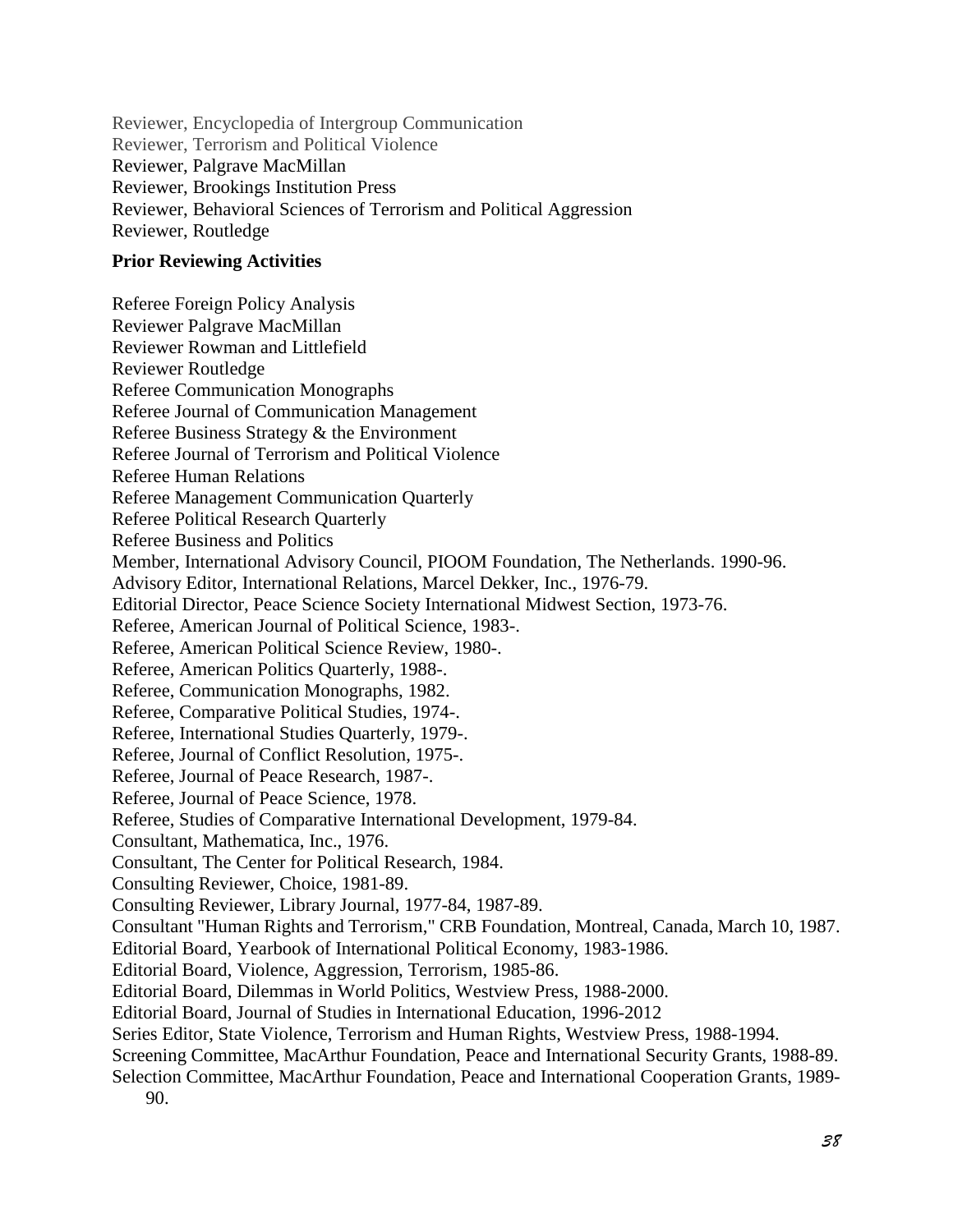Reviewer, Encyclopedia of Intergroup Communication
Reviewer, Terrorism and Political Violence
Reviewer, Palgrave MacMillan
Reviewer, Brookings Institution Press
Reviewer, Behavioral Sciences of Terrorism and Political Aggression
Reviewer, Routledge

**Prior Reviewing Activities**

Referee Foreign Policy Analysis
Reviewer Palgrave MacMillan
Reviewer Rowman and Littlefield
Reviewer Routledge
Referee Communication Monographs
Referee Journal of Communication Management
Referee Business Strategy & the Environment
Referee Journal of Terrorism and Political Violence
Referee Human Relations
Referee Management Communication Quarterly
Referee Political Research Quarterly
Referee Business and Politics
Member, International Advisory Council, PIOOM Foundation, The Netherlands. 1990-96.
Advisory Editor, International Relations, Marcel Dekker, Inc., 1976-79.
Editorial Director, Peace Science Society International Midwest Section, 1973-76.
Referee, American Journal of Political Science, 1983-.
Referee, American Political Science Review, 1980-.
Referee, American Politics Quarterly, 1988-.
Referee, Communication Monographs, 1982.
Referee, Comparative Political Studies, 1974-.
Referee, International Studies Quarterly, 1979-.
Referee, Journal of Conflict Resolution, 1975-.
Referee, Journal of Peace Research, 1987-.
Referee, Journal of Peace Science, 1978.
Referee, Studies of Comparative International Development, 1979-84.
Consultant, Mathematica, Inc., 1976.
Consultant, The Center for Political Research, 1984.
Consulting Reviewer, Choice, 1981-89.
Consulting Reviewer, Library Journal, 1977-84, 1987-89.
Consultant "Human Rights and Terrorism," CRB Foundation, Montreal, Canada, March 10, 1987.
Editorial Board, Yearbook of International Political Economy, 1983-1986.
Editorial Board, Violence, Aggression, Terrorism, 1985-86.
Editorial Board, Dilemmas in World Politics, Westview Press, 1988-2000.
Editorial Board, Journal of Studies in International Education, 1996-2012
Series Editor, State Violence, Terrorism and Human Rights, Westview Press, 1988-1994.
Screening Committee, MacArthur Foundation, Peace and International Security Grants, 1988-89.
Selection Committee, MacArthur Foundation, Peace and International Cooperation Grants, 1989-90.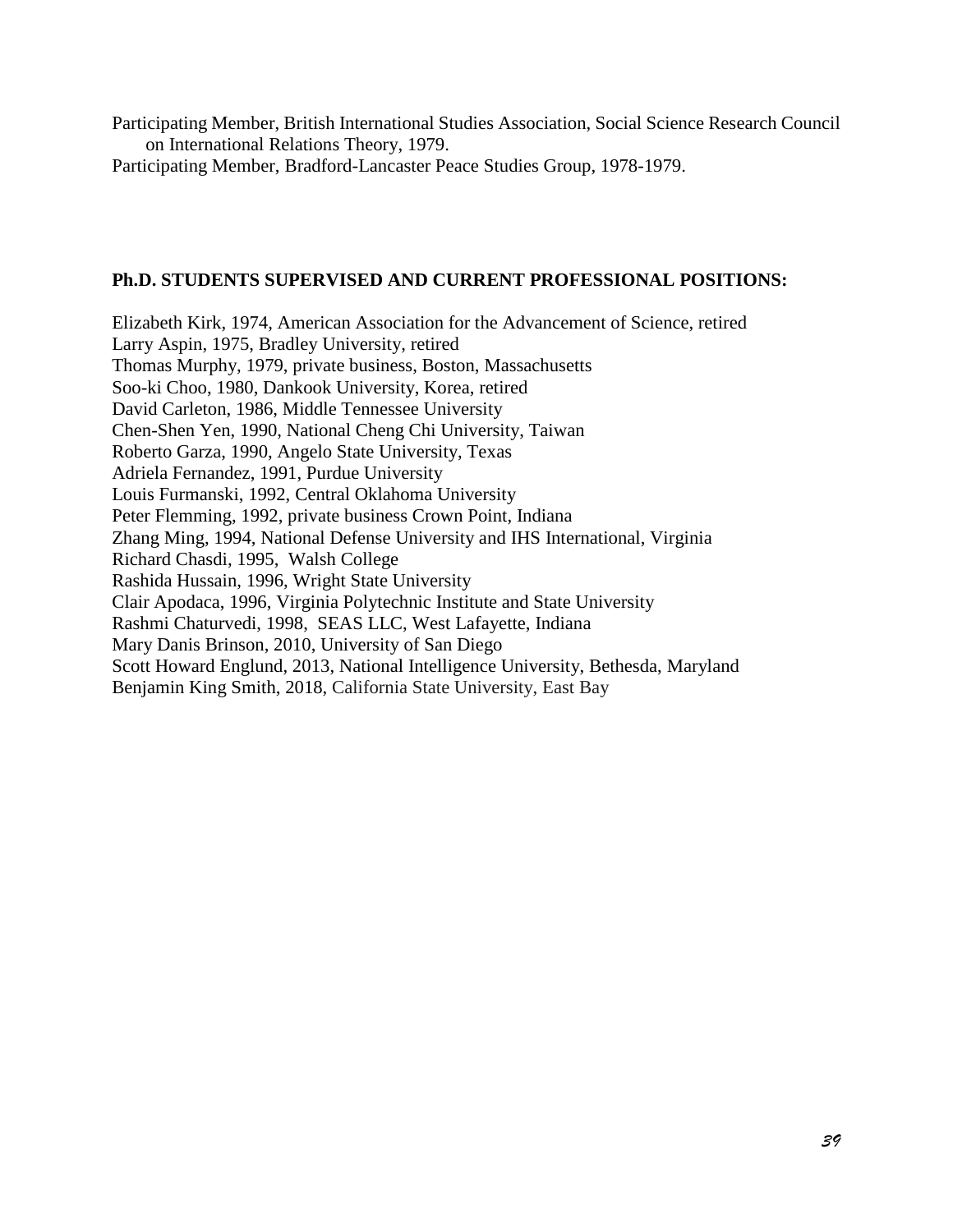Participating Member, British International Studies Association, Social Science Research Council on International Relations Theory, 1979.
Participating Member, Bradford-Lancaster Peace Studies Group, 1978-1979.

**Ph.D. STUDENTS SUPERVISED AND CURRENT PROFESSIONAL POSITIONS:**

Elizabeth Kirk, 1974, American Association for the Advancement of Science, retired
Larry Aspin, 1975, Bradley University, retired
Thomas Murphy, 1979, private business, Boston, Massachusetts
Soo-ki Choo, 1980, Dankook University, Korea, retired
David Carleton, 1986, Middle Tennessee University
Chen-Shen Yen, 1990, National Cheng Chi University, Taiwan
Roberto Garza, 1990, Angelo State University, Texas
Adriela Fernandez, 1991, Purdue University
Louis Furmanski, 1992, Central Oklahoma University
Peter Flemming, 1992, private business Crown Point, Indiana
Zhang Ming, 1994, National Defense University and IHS International, Virginia
Richard Chasdi, 1995, Walsh College
Rashida Hussain, 1996, Wright State University
Clair Apodaca, 1996, Virginia Polytechnic Institute and State University
Rashmi Chaturvedi, 1998, SEAS LLC, West Lafayette, Indiana
Mary Danis Brinson, 2010, University of San Diego
Scott Howard Englund, 2013, National Intelligence University, Bethesda, Maryland
Benjamin King Smith, 2018, California State University, East Bay